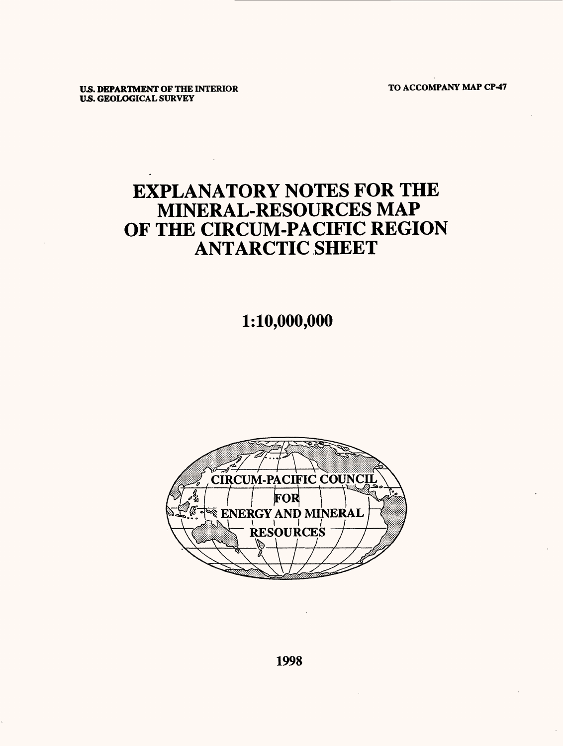U.S. DEPARTMENT OF THE INTERIOR
U.S. GEOLOGICAL SURVEY

TO ACCOMPANY MAP CP-47

# EXPLANATORY NOTES FOR THE MINERAL-RESOURCES MAP OF THE CIRCUM-PACIFIC REGION ANTARCTIC SHEET

## 1:10,000,000

CIRCUM-PACIFIC COUNCIL FOR ENERGY AND MINERAL RESOURCES

1998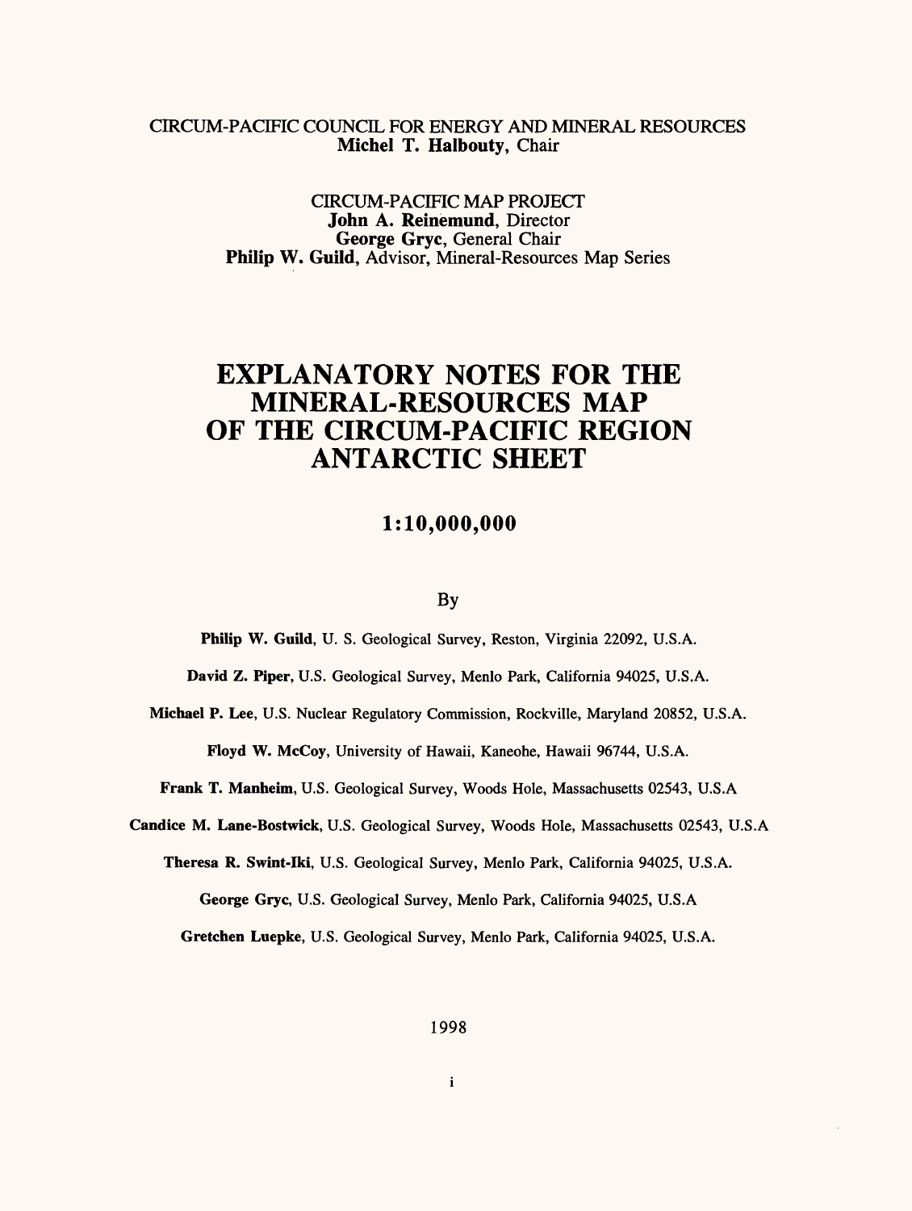CIRCUM-PACIFIC COUNCIL FOR ENERGY AND MINERAL RESOURCES
**Michel T. Halbouty**, Chair

CIRCUM-PACIFIC MAP PROJECT
**John A. Reinemund**, Director
**George Gryc**, General Chair
**Philip W. Guild**, Advisor, Mineral-Resources Map Series

# EXPLANATORY NOTES FOR THE MINERAL-RESOURCES MAP OF THE CIRCUM-PACIFIC REGION ANTARCTIC SHEET

## 1:10,000,000

By

**Philip W. Guild**, U. S. Geological Survey, Reston, Virginia 22092, U.S.A.

**David Z. Piper**, U.S. Geological Survey, Menlo Park, California 94025, U.S.A.

**Michael P. Lee**, U.S. Nuclear Regulatory Commission, Rockville, Maryland 20852, U.S.A.

**Floyd W. McCoy**, University of Hawaii, Kaneohe, Hawaii 96744, U.S.A.

**Frank T. Manheim**, U.S. Geological Survey, Woods Hole, Massachusetts 02543, U.S.A

**Candice M. Lane-Bostwick**, U.S. Geological Survey, Woods Hole, Massachusetts 02543, U.S.A

**Theresa R. Swint-Iki**, U.S. Geological Survey, Menlo Park, California 94025, U.S.A.

**George Gryc**, U.S. Geological Survey, Menlo Park, California 94025, U.S.A

**Gretchen Luepke**, U.S. Geological Survey, Menlo Park, California 94025, U.S.A.

1998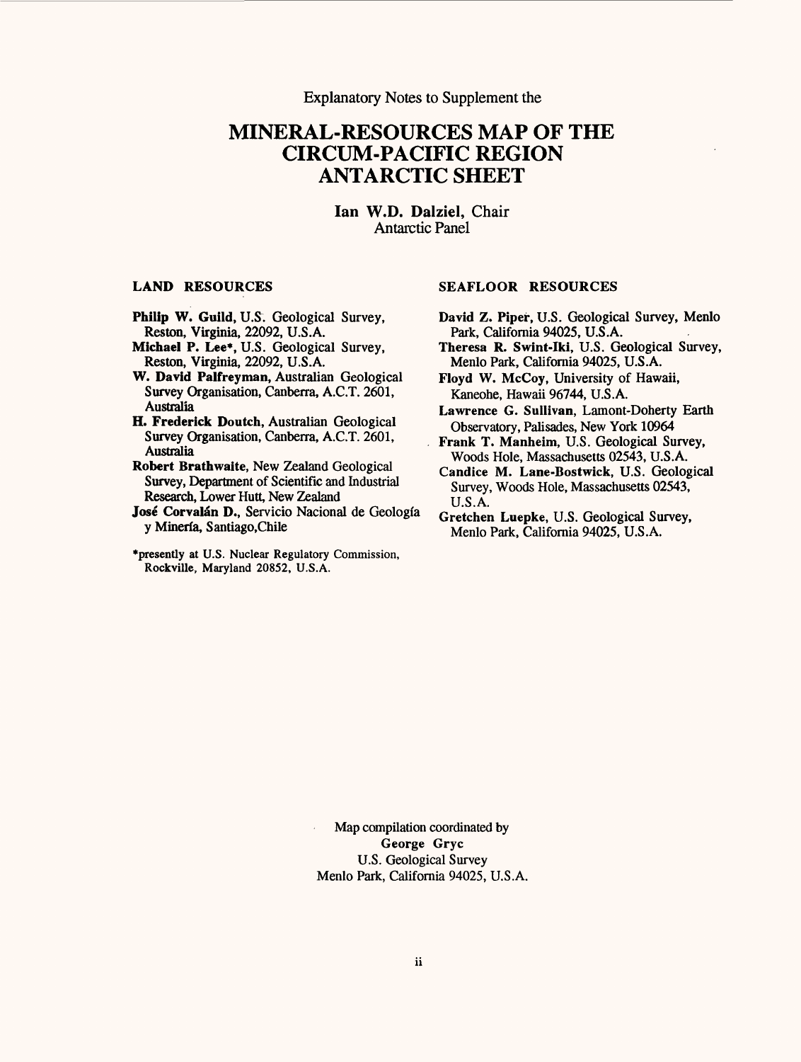Explanatory Notes to Supplement the

# MINERAL-RESOURCES MAP OF THE CIRCUM-PACIFIC REGION ANTARCTIC SHEET

**Ian W.D. Dalziel**, Chair
Antarctic Panel

## LAND RESOURCES

**Philip W. Guild**, U.S. Geological Survey, Reston, Virginia, 22092, U.S.A.

**Michael P. Lee***, U.S. Geological Survey, Reston, Virginia, 22092, U.S.A.

**W. David Palfreyman**, Australian Geological Survey Organisation, Canberra, A.C.T. 2601, Australia

**H. Frederick Doutch**, Australian Geological Survey Organisation, Canberra, A.C.T. 2601, Australia

**Robert Brathwaite**, New Zealand Geological Survey, Department of Scientific and Industrial Research, Lower Hutt, New Zealand

**José Corvalán D.**, Servicio Nacional de Geología y Minería, Santiago,Chile

*presently at U.S. Nuclear Regulatory Commission, Rockville, Maryland 20852, U.S.A.

## SEAFLOOR RESOURCES

**David Z. Piper**, U.S. Geological Survey, Menlo Park, California 94025, U.S.A.

**Theresa R. Swint-Iki**, U.S. Geological Survey, Menlo Park, California 94025, U.S.A.

**Floyd W. McCoy**, University of Hawaii, Kaneohe, Hawaii 96744, U.S.A.

**Lawrence G. Sullivan**, Lamont-Doherty Earth Observatory, Palisades, New York 10964

**Frank T. Manheim**, U.S. Geological Survey, Woods Hole, Massachusetts 02543, U.S.A.

**Candice M. Lane-Bostwick**, U.S. Geological Survey, Woods Hole, Massachusetts 02543, U.S.A.

**Gretchen Luepke**, U.S. Geological Survey, Menlo Park, California 94025, U.S.A.

Map compilation coordinated by
**George Gryc**
U.S. Geological Survey
Menlo Park, California 94025, U.S.A.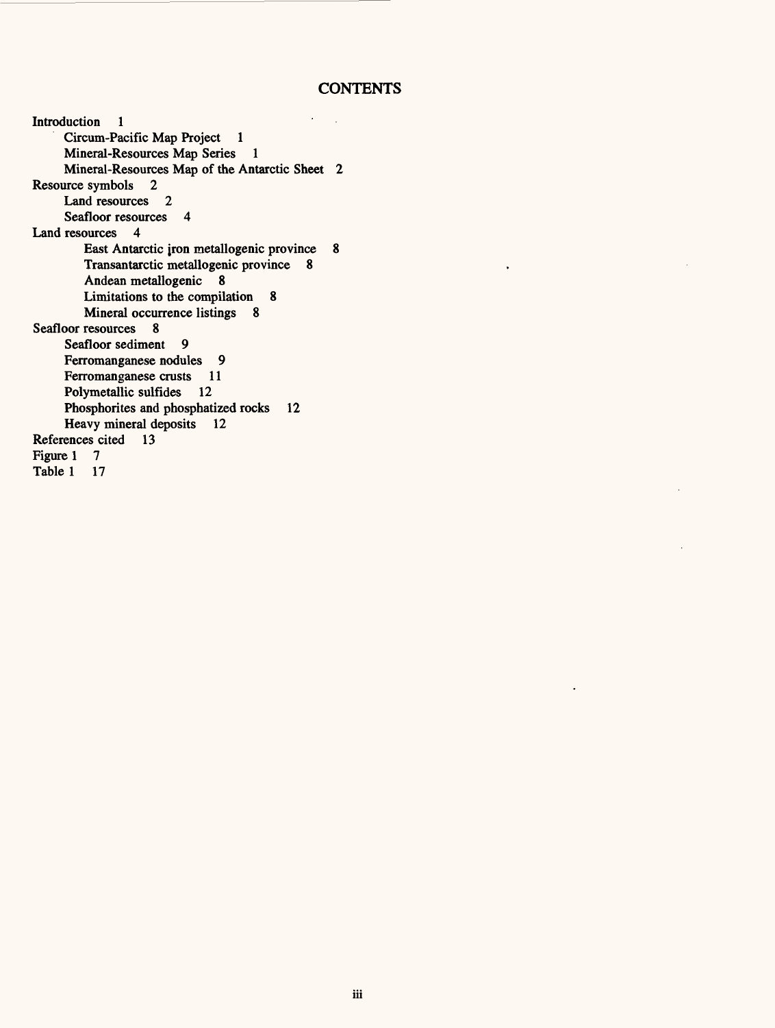# CONTENTS

Introduction 1
- Circum-Pacific Map Project 1
- Mineral-Resources Map Series 1
- Mineral-Resources Map of the Antarctic Sheet 2

Resource symbols 2
- Land resources 2
- Seafloor resources 4

Land resources 4
- East Antarctic iron metallogenic province 8
- Transantarctic metallogenic province 8
- Andean metallogenic 8
- Limitations to the compilation 8
- Mineral occurrence listings 8

Seafloor resources 8
- Seafloor sediment 9
- Ferromanganese nodules 9
- Ferromanganese crusts 11
- Polymetallic sulfides 12
- Phosphorites and phosphatized rocks 12
- Heavy mineral deposits 12

References cited 13

Figure 1 7

Table 1 17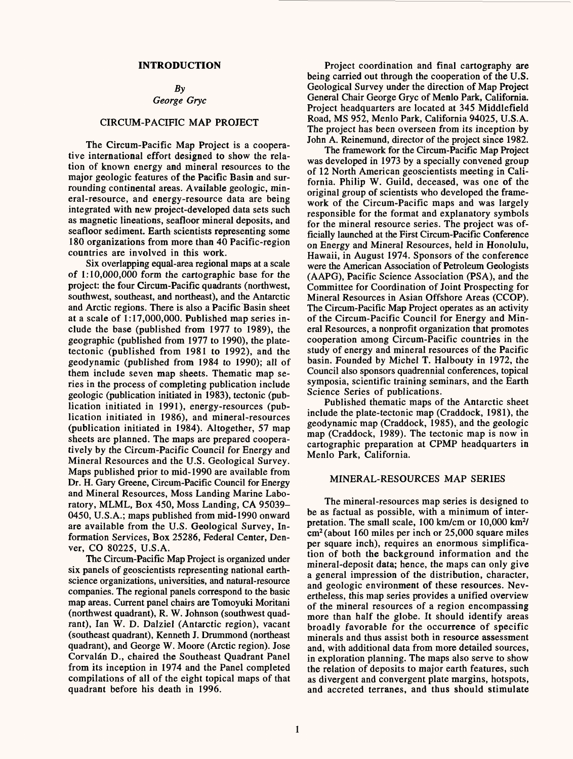## INTRODUCTION

*By*
*George Gryc*

### CIRCUM-PACIFIC MAP PROJECT

The Circum-Pacific Map Project is a cooperative international effort designed to show the relation of known energy and mineral resources to the major geologic features of the Pacific Basin and surrounding continental areas. Available geologic, mineral-resource, and energy-resource data are being integrated with new project-developed data sets such as magnetic lineations, seafloor mineral deposits, and seafloor sediment. Earth scientists representing some 180 organizations from more than 40 Pacific-region countries are involved in this work.

Six overlapping equal-area regional maps at a scale of 1:10,000,000 form the cartographic base for the project: the four Circum-Pacific quadrants (northwest, southwest, southeast, and northeast), and the Antarctic and Arctic regions. There is also a Pacific Basin sheet at a scale of 1:17,000,000. Published map series include the base (published from 1977 to 1989), the geographic (published from 1977 to 1990), the plate-tectonic (published from 1981 to 1992), and the geodynamic (published from 1984 to 1990); all of them include seven map sheets. Thematic map series in the process of completing publication include geologic (publication initiated in 1983), tectonic (publication initiated in 1991), energy-resources (publication initiated in 1986), and mineral-resources (publication initiated in 1984). Altogether, 57 map sheets are planned. The maps are prepared cooperatively by the Circum-Pacific Council for Energy and Mineral Resources and the U.S. Geological Survey. Maps published prior to mid-1990 are available from Dr. H. Gary Greene, Circum-Pacific Council for Energy and Mineral Resources, Moss Landing Marine Laboratory, MLML, Box 450, Moss Landing, CA 95039–0450, U.S.A.; maps published from mid-1990 onward are available from the U.S. Geological Survey, Information Services, Box 25286, Federal Center, Denver, CO 80225, U.S.A.

The Circum-Pacific Map Project is organized under six panels of geoscientists representing national earth-science organizations, universities, and natural-resource companies. The regional panels correspond to the basic map areas. Current panel chairs are Tomoyuki Moritani (northwest quadrant), R. W. Johnson (southwest quadrant), Ian W. D. Dalziel (Antarctic region), vacant (southeast quadrant), Kenneth J. Drummond (northeast quadrant), and George W. Moore (Arctic region). Jose Corvalán D., chaired the Southeast Quadrant Panel from its inception in 1974 and the Panel completed compilations of all of the eight topical maps of that quadrant before his death in 1996.

Project coordination and final cartography are being carried out through the cooperation of the U.S. Geological Survey under the direction of Map Project General Chair George Gryc of Menlo Park, California. Project headquarters are located at 345 Middlefield Road, MS 952, Menlo Park, California 94025, U.S.A. The project has been overseen from its inception by John A. Reinemund, director of the project since 1982.

The framework for the Circum-Pacific Map Project was developed in 1973 by a specially convened group of 12 North American geoscientists meeting in California. Philip W. Guild, deceased, was one of the original group of scientists who developed the framework of the Circum-Pacific maps and was largely responsible for the format and explanatory symbols for the mineral resource series. The project was officially launched at the First Circum-Pacific Conference on Energy and Mineral Resources, held in Honolulu, Hawaii, in August 1974. Sponsors of the conference were the American Association of Petroleum Geologists (AAPG), Pacific Science Association (PSA), and the Committee for Coordination of Joint Prospecting for Mineral Resources in Asian Offshore Areas (CCOP). The Circum-Pacific Map Project operates as an activity of the Circum-Pacific Council for Energy and Mineral Resources, a nonprofit organization that promotes cooperation among Circum-Pacific countries in the study of energy and mineral resources of the Pacific basin. Founded by Michel T. Halbouty in 1972, the Council also sponsors quadrennial conferences, topical symposia, scientific training seminars, and the Earth Science Series of publications.

Published thematic maps of the Antarctic sheet include the plate-tectonic map (Craddock, 1981), the geodynamic map (Craddock, 1985), and the geologic map (Craddock, 1989). The tectonic map is now in cartographic preparation at CPMP headquarters in Menlo Park, California.

### MINERAL-RESOURCES MAP SERIES

The mineral-resources map series is designed to be as factual as possible, with a minimum of interpretation. The small scale, 100 km/cm or 10,000 $km^2/cm^2$ (about 160 miles per inch or 25,000 square miles per square inch), requires an enormous simplification of both the background information and the mineral-deposit data; hence, the maps can only give a general impression of the distribution, character, and geologic environment of these resources. Nevertheless, this map series provides a unified overview of the mineral resources of a region encompassing more than half the globe. It should identify areas broadly favorable for the occurrence of specific minerals and thus assist both in resource assessment and, with additional data from more detailed sources, in exploration planning. The maps also serve to show the relation of deposits to major earth features, such as divergent and convergent plate margins, hotspots, and accreted terranes, and thus should stimulate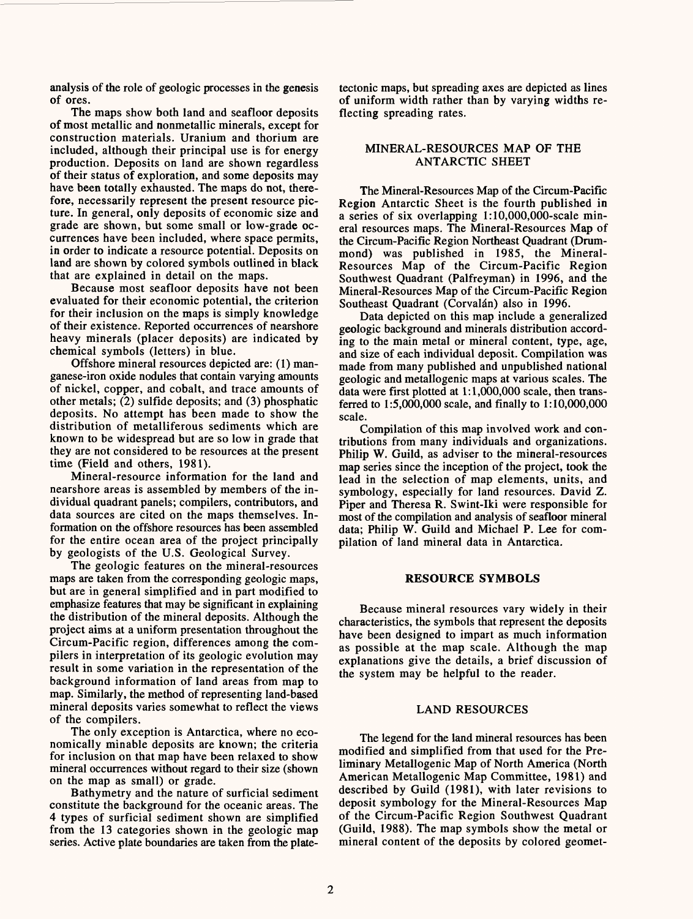analysis of the role of geologic processes in the genesis of ores.

The maps show both land and seafloor deposits of most metallic and nonmetallic minerals, except for construction materials. Uranium and thorium are included, although their principal use is for energy production. Deposits on land are shown regardless of their status of exploration, and some deposits may have been totally exhausted. The maps do not, therefore, necessarily represent the present resource picture. In general, only deposits of economic size and grade are shown, but some small or low-grade occurrences have been included, where space permits, in order to indicate a resource potential. Deposits on land are shown by colored symbols outlined in black that are explained in detail on the maps.

Because most seafloor deposits have not been evaluated for their economic potential, the criterion for their inclusion on the maps is simply knowledge of their existence. Reported occurrences of nearshore heavy minerals (placer deposits) are indicated by chemical symbols (letters) in blue.

Offshore mineral resources depicted are: (1) manganese-iron oxide nodules that contain varying amounts of nickel, copper, and cobalt, and trace amounts of other metals; (2) sulfide deposits; and (3) phosphatic deposits. No attempt has been made to show the distribution of metalliferous sediments which are known to be widespread but are so low in grade that they are not considered to be resources at the present time (Field and others, 1981).

Mineral-resource information for the land and nearshore areas is assembled by members of the individual quadrant panels; compilers, contributors, and data sources are cited on the maps themselves. Information on the offshore resources has been assembled for the entire ocean area of the project principally by geologists of the U.S. Geological Survey.

The geologic features on the mineral-resources maps are taken from the corresponding geologic maps, but are in general simplified and in part modified to emphasize features that may be significant in explaining the distribution of the mineral deposits. Although the project aims at a uniform presentation throughout the Circum-Pacific region, differences among the compilers in interpretation of its geologic evolution may result in some variation in the representation of the background information of land areas from map to map. Similarly, the method of representing land-based mineral deposits varies somewhat to reflect the views of the compilers.

The only exception is Antarctica, where no economically minable deposits are known; the criteria for inclusion on that map have been relaxed to show mineral occurrences without regard to their size (shown on the map as small) or grade.

Bathymetry and the nature of surficial sediment constitute the background for the oceanic areas. The 4 types of surficial sediment shown are simplified from the 13 categories shown in the geologic map series. Active plate boundaries are taken from the plate-tectonic maps, but spreading axes are depicted as lines of uniform width rather than by varying widths reflecting spreading rates.

## MINERAL-RESOURCES MAP OF THE ANTARCTIC SHEET

The Mineral-Resources Map of the Circum-Pacific Region Antarctic Sheet is the fourth published in a series of six overlapping 1:10,000,000-scale mineral resources maps. The Mineral-Resources Map of the Circum-Pacific Region Northeast Quadrant (Drummond) was published in 1985, the Mineral-Resources Map of the Circum-Pacific Region Southwest Quadrant (Palfreyman) in 1996, and the Mineral-Resources Map of the Circum-Pacific Region Southeast Quadrant (Corvalán) also in 1996.

Data depicted on this map include a generalized geologic background and minerals distribution according to the main metal or mineral content, type, age, and size of each individual deposit. Compilation was made from many published and unpublished national geologic and metallogenic maps at various scales. The data were first plotted at 1:1,000,000 scale, then transferred to 1:5,000,000 scale, and finally to 1:10,000,000 scale.

Compilation of this map involved work and contributions from many individuals and organizations. Philip W. Guild, as adviser to the mineral-resources map series since the inception of the project, took the lead in the selection of map elements, units, and symbology, especially for land resources. David Z. Piper and Theresa R. Swint-Iki were responsible for most of the compilation and analysis of seafloor mineral data; Philip W. Guild and Michael P. Lee for compilation of land mineral data in Antarctica.

## RESOURCE SYMBOLS

Because mineral resources vary widely in their characteristics, the symbols that represent the deposits have been designed to impart as much information as possible at the map scale. Although the map explanations give the details, a brief discussion of the system may be helpful to the reader.

## LAND RESOURCES

The legend for the land mineral resources has been modified and simplified from that used for the Preliminary Metallogenic Map of North America (North American Metallogenic Map Committee, 1981) and described by Guild (1981), with later revisions to deposit symbology for the Mineral-Resources Map of the Circum-Pacific Region Southwest Quadrant (Guild, 1988). The map symbols show the metal or mineral content of the deposits by colored geomet-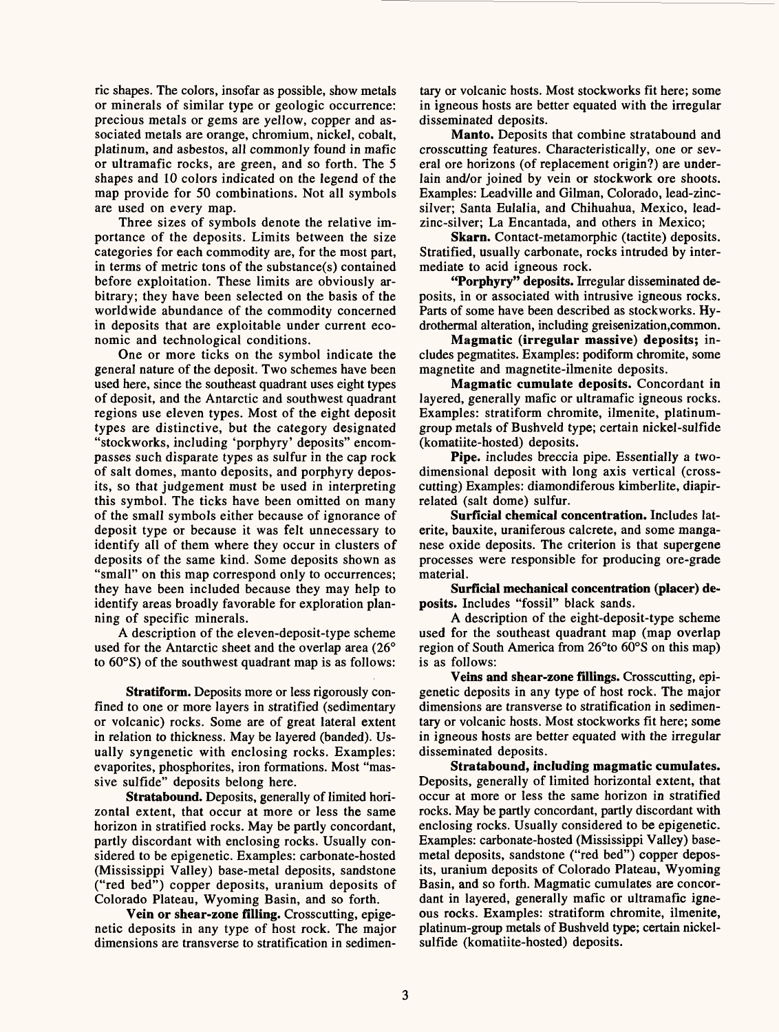ric shapes. The colors, insofar as possible, show metals or minerals of similar type or geologic occurrence: precious metals or gems are yellow, copper and associated metals are orange, chromium, nickel, cobalt, platinum, and asbestos, all commonly found in mafic or ultramafic rocks, are green, and so forth. The 5 shapes and 10 colors indicated on the legend of the map provide for 50 combinations. Not all symbols are used on every map.

Three sizes of symbols denote the relative importance of the deposits. Limits between the size categories for each commodity are, for the most part, in terms of metric tons of the substance(s) contained before exploitation. These limits are obviously arbitrary; they have been selected on the basis of the worldwide abundance of the commodity concerned in deposits that are exploitable under current economic and technological conditions.

One or more ticks on the symbol indicate the general nature of the deposit. Two schemes have been used here, since the southeast quadrant uses eight types of deposit, and the Antarctic and southwest quadrant regions use eleven types. Most of the eight deposit types are distinctive, but the category designated "stockworks, including 'porphyry' deposits" encompasses such disparate types as sulfur in the cap rock of salt domes, manto deposits, and porphyry deposits, so that judgement must be used in interpreting this symbol. The ticks have been omitted on many of the small symbols either because of ignorance of deposit type or because it was felt unnecessary to identify all of them where they occur in clusters of deposits of the same kind. Some deposits shown as "small" on this map correspond only to occurrences; they have been included because they may help to identify areas broadly favorable for exploration planning of specific minerals.

A description of the eleven-deposit-type scheme used for the Antarctic sheet and the overlap area (26° to 60°S) of the southwest quadrant map is as follows:

**Stratiform.** Deposits more or less rigorously confined to one or more layers in stratified (sedimentary or volcanic) rocks. Some are of great lateral extent in relation to thickness. May be layered (banded). Usually syngenetic with enclosing rocks. Examples: evaporites, phosphorites, iron formations. Most "massive sulfide" deposits belong here.

**Stratabound.** Deposits, generally of limited horizontal extent, that occur at more or less the same horizon in stratified rocks. May be partly concordant, partly discordant with enclosing rocks. Usually considered to be epigenetic. Examples: carbonate-hosted (Mississippi Valley) base-metal deposits, sandstone ("red bed") copper deposits, uranium deposits of Colorado Plateau, Wyoming Basin, and so forth.

**Vein or shear-zone filling.** Crosscutting, epigenetic deposits in any type of host rock. The major dimensions are transverse to stratification in sedimentary or volcanic hosts. Most stockworks fit here; some in igneous hosts are better equated with the irregular disseminated deposits.

**Manto.** Deposits that combine stratabound and crosscutting features. Characteristically, one or several ore horizons (of replacement origin?) are underlain and/or joined by vein or stockwork ore shoots. Examples: Leadville and Gilman, Colorado, lead-zinc-silver; Santa Eulalia, and Chihuahua, Mexico, lead-zinc-silver; La Encantada, and others in Mexico;

**Skarn.** Contact-metamorphic (tactite) deposits. Stratified, usually carbonate, rocks intruded by intermediate to acid igneous rock.

**"Porphyry" deposits.** Irregular disseminated deposits, in or associated with intrusive igneous rocks. Parts of some have been described as stockworks. Hydrothermal alteration, including greisenization,common.

**Magmatic (irregular massive) deposits;** includes pegmatites. Examples: podiform chromite, some magnetite and magnetite-ilmenite deposits.

**Magmatic cumulate deposits.** Concordant in layered, generally mafic or ultramafic igneous rocks. Examples: stratiform chromite, ilmenite, platinum-group metals of Bushveld type; certain nickel-sulfide (komatiite-hosted) deposits.

**Pipe.** includes breccia pipe. Essentially a two-dimensional deposit with long axis vertical (crosscutting) Examples: diamondiferous kimberlite, diapir-related (salt dome) sulfur.

**Surficial chemical concentration.** Includes laterite, bauxite, uraniferous calcrete, and some manganese oxide deposits. The criterion is that supergene processes were responsible for producing ore-grade material.

**Surficial mechanical concentration (placer) deposits.** Includes "fossil" black sands.

A description of the eight-deposit-type scheme used for the southeast quadrant map (map overlap region of South America from 26°to 60°S on this map) is as follows:

**Veins and shear-zone fillings.** Crosscutting, epigenetic deposits in any type of host rock. The major dimensions are transverse to stratification in sedimentary or volcanic hosts. Most stockworks fit here; some in igneous hosts are better equated with the irregular disseminated deposits.

**Stratabound, including magmatic cumulates.** Deposits, generally of limited horizontal extent, that occur at more or less the same horizon in stratified rocks. May be partly concordant, partly discordant with enclosing rocks. Usually considered to be epigenetic. Examples: carbonate-hosted (Mississippi Valley) base-metal deposits, sandstone ("red bed") copper deposits, uranium deposits of Colorado Plateau, Wyoming Basin, and so forth. Magmatic cumulates are concordant in layered, generally mafic or ultramafic igneous rocks. Examples: stratiform chromite, ilmenite, platinum-group metals of Bushveld type; certain nickel-sulfide (komatiite-hosted) deposits.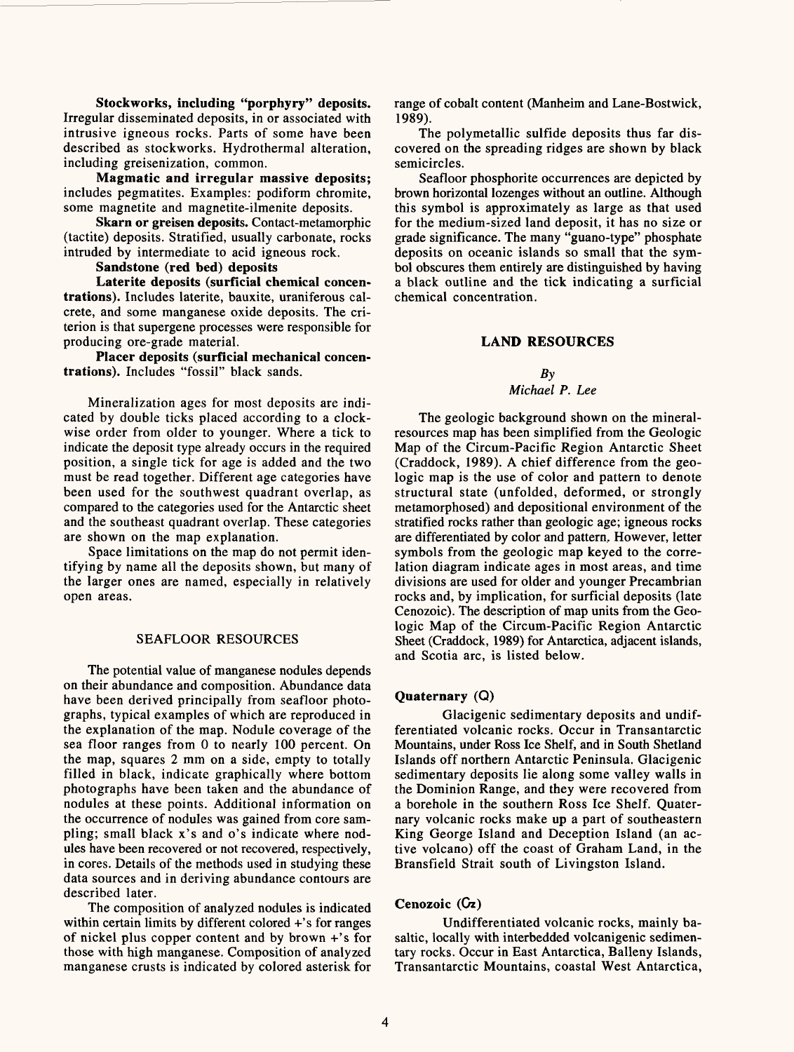**Stockworks, including "porphyry" deposits.** Irregular disseminated deposits, in or associated with intrusive igneous rocks. Parts of some have been described as stockworks. Hydrothermal alteration, including greisenization, common.

**Magmatic and irregular massive deposits;** includes pegmatites. Examples: podiform chromite, some magnetite and magnetite-ilmenite deposits.

**Skarn or greisen deposits.** Contact-metamorphic (tactite) deposits. Stratified, usually carbonate, rocks intruded by intermediate to acid igneous rock.

**Sandstone (red bed) deposits**

**Laterite deposits (surficial chemical concentrations).** Includes laterite, bauxite, uraniferous calcrete, and some manganese oxide deposits. The criterion is that supergene processes were responsible for producing ore-grade material.

**Placer deposits (surficial mechanical concentrations).** Includes "fossil" black sands.

Mineralization ages for most deposits are indicated by double ticks placed according to a clockwise order from older to younger. Where a tick to indicate the deposit type already occurs in the required position, a single tick for age is added and the two must be read together. Different age categories have been used for the southwest quadrant overlap, as compared to the categories used for the Antarctic sheet and the southeast quadrant overlap. These categories are shown on the map explanation.

Space limitations on the map do not permit identifying by name all the deposits shown, but many of the larger ones are named, especially in relatively open areas.

## SEAFLOOR RESOURCES

The potential value of manganese nodules depends on their abundance and composition. Abundance data have been derived principally from seafloor photographs, typical examples of which are reproduced in the explanation of the map. Nodule coverage of the sea floor ranges from 0 to nearly 100 percent. On the map, squares 2 mm on a side, empty to totally filled in black, indicate graphically where bottom photographs have been taken and the abundance of nodules at these points. Additional information on the occurrence of nodules was gained from core sampling; small black x's and o's indicate where nodules have been recovered or not recovered, respectively, in cores. Details of the methods used in studying these data sources and in deriving abundance contours are described later.

The composition of analyzed nodules is indicated within certain limits by different colored +'s for ranges of nickel plus copper content and by brown +'s for those with high manganese. Composition of analyzed manganese crusts is indicated by colored asterisk for range of cobalt content (Manheim and Lane-Bostwick, 1989).

The polymetallic sulfide deposits thus far discovered on the spreading ridges are shown by black semicircles.

Seafloor phosphorite occurrences are depicted by brown horizontal lozenges without an outline. Although this symbol is approximately as large as that used for the medium-sized land deposit, it has no size or grade significance. The many "guano-type" phosphate deposits on oceanic islands so small that the symbol obscures them entirely are distinguished by having a black outline and the tick indicating a surficial chemical concentration.

## LAND RESOURCES

*By*
*Michael P. Lee*

The geologic background shown on the mineral-resources map has been simplified from the Geologic Map of the Circum-Pacific Region Antarctic Sheet (Craddock, 1989). A chief difference from the geologic map is the use of color and pattern to denote structural state (unfolded, deformed, or strongly metamorphosed) and depositional environment of the stratified rocks rather than geologic age; igneous rocks are differentiated by color and pattern. However, letter symbols from the geologic map keyed to the correlation diagram indicate ages in most areas, and time divisions are used for older and younger Precambrian rocks and, by implication, for surficial deposits (late Cenozoic). The description of map units from the Geologic Map of the Circum-Pacific Region Antarctic Sheet (Craddock, 1989) for Antarctica, adjacent islands, and Scotia arc, is listed below.

### Quaternary (Q)

Glacigenic sedimentary deposits and undifferentiated volcanic rocks. Occur in Transantarctic Mountains, under Ross Ice Shelf, and in South Shetland Islands off northern Antarctic Peninsula. Glacigenic sedimentary deposits lie along some valley walls in the Dominion Range, and they were recovered from a borehole in the southern Ross Ice Shelf. Quaternary volcanic rocks make up a part of southeastern King George Island and Deception Island (an active volcano) off the coast of Graham Land, in the Bransfield Strait south of Livingston Island.

### Cenozoic (Cz)

Undifferentiated volcanic rocks, mainly basaltic, locally with interbedded volcanigenic sedimentary rocks. Occur in East Antarctica, Balleny Islands, Transantarctic Mountains, coastal West Antarctica,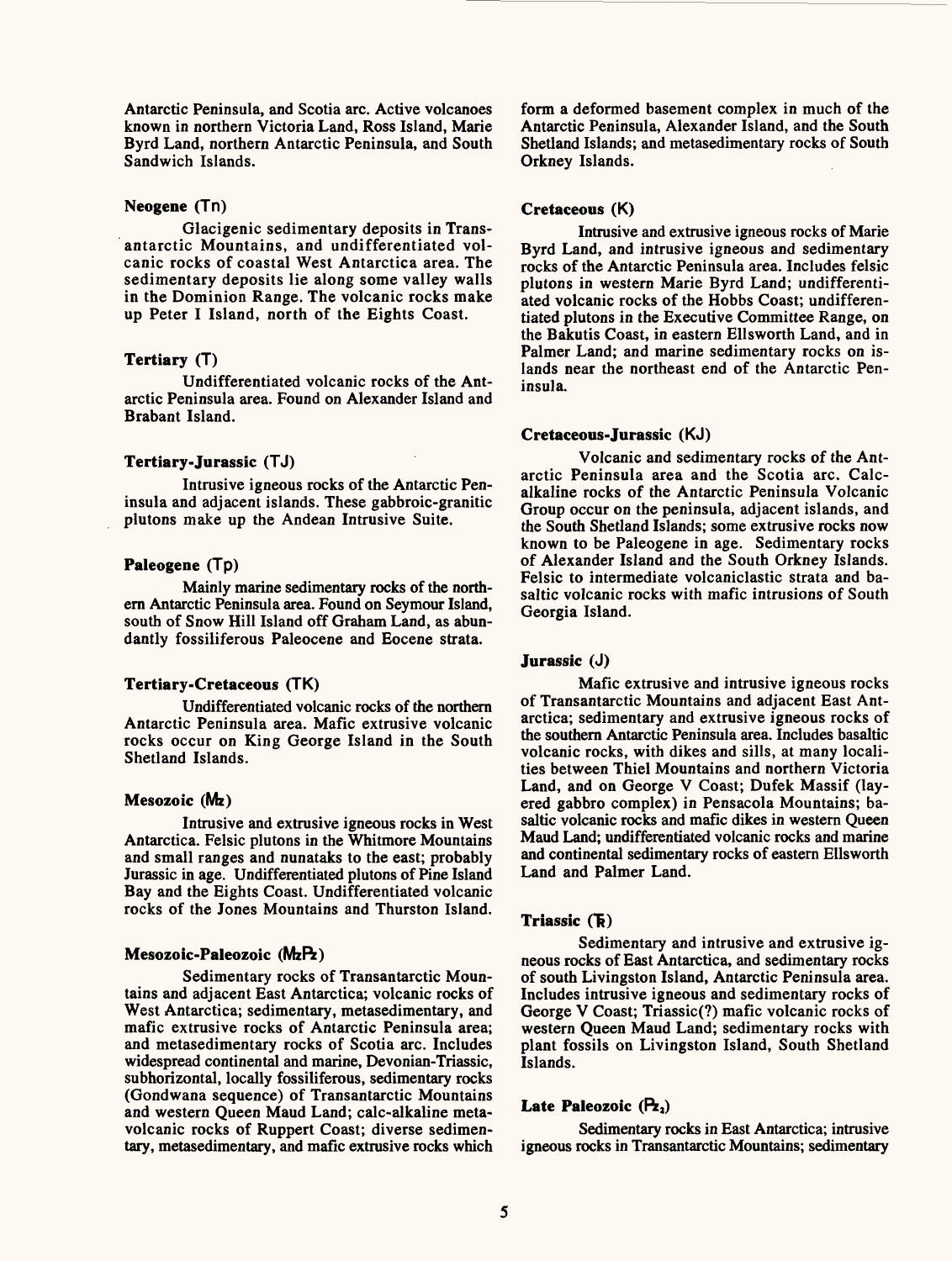Antarctic Peninsula, and Scotia arc. Active volcanoes known in northern Victoria Land, Ross Island, Marie Byrd Land, northern Antarctic Peninsula, and South Sandwich Islands.

### Neogene (Tn)

Glacigenic sedimentary deposits in Transantarctic Mountains, and undifferentiated volcanic rocks of coastal West Antarctica area. The sedimentary deposits lie along some valley walls in the Dominion Range. The volcanic rocks make up Peter I Island, north of the Eights Coast.

### Tertiary (T)

Undifferentiated volcanic rocks of the Antarctic Peninsula area. Found on Alexander Island and Brabant Island.

### Tertiary-Jurassic (TJ)

Intrusive igneous rocks of the Antarctic Peninsula and adjacent islands. These gabbroic-granitic plutons make up the Andean Intrusive Suite.

### Paleogene (Tp)

Mainly marine sedimentary rocks of the northern Antarctic Peninsula area. Found on Seymour Island, south of Snow Hill Island off Graham Land, as abundantly fossiliferous Paleocene and Eocene strata.

### Tertiary-Cretaceous (TK)

Undifferentiated volcanic rocks of the northern Antarctic Peninsula area. Mafic extrusive volcanic rocks occur on King George Island in the South Shetland Islands.

### Mesozoic (Mz)

Intrusive and extrusive igneous rocks in West Antarctica. Felsic plutons in the Whitmore Mountains and small ranges and nunataks to the east; probably Jurassic in age. Undifferentiated plutons of Pine Island Bay and the Eights Coast. Undifferentiated volcanic rocks of the Jones Mountains and Thurston Island.

### Mesozoic-Paleozoic (MzPz)

Sedimentary rocks of Transantarctic Mountains and adjacent East Antarctica; volcanic rocks of West Antarctica; sedimentary, metasedimentary, and mafic extrusive rocks of Antarctic Peninsula area; and metasedimentary rocks of Scotia arc. Includes widespread continental and marine, Devonian-Triassic, subhorizontal, locally fossiliferous, sedimentary rocks (Gondwana sequence) of Transantarctic Mountains and western Queen Maud Land; calc-alkaline metavolcanic rocks of Ruppert Coast; diverse sedimentary, metasedimentary, and mafic extrusive rocks which form a deformed basement complex in much of the Antarctic Peninsula, Alexander Island, and the South Shetland Islands; and metasedimentary rocks of South Orkney Islands.

### Cretaceous (K)

Intrusive and extrusive igneous rocks of Marie Byrd Land, and intrusive igneous and sedimentary rocks of the Antarctic Peninsula area. Includes felsic plutons in western Marie Byrd Land; undifferentiated volcanic rocks of the Hobbs Coast; undifferentiated plutons in the Executive Committee Range, on the Bakutis Coast, in eastern Ellsworth Land, and in Palmer Land; and marine sedimentary rocks on islands near the northeast end of the Antarctic Peninsula.

### Cretaceous-Jurassic (KJ)

Volcanic and sedimentary rocks of the Antarctic Peninsula area and the Scotia arc. Calc-alkaline rocks of the Antarctic Peninsula Volcanic Group occur on the peninsula, adjacent islands, and the South Shetland Islands; some extrusive rocks now known to be Paleogene in age. Sedimentary rocks of Alexander Island and the South Orkney Islands. Felsic to intermediate volcaniclastic strata and basaltic volcanic rocks with mafic intrusions of South Georgia Island.

### Jurassic (J)

Mafic extrusive and intrusive igneous rocks of Transantarctic Mountains and adjacent East Antarctica; sedimentary and extrusive igneous rocks of the southern Antarctic Peninsula area. Includes basaltic volcanic rocks, with dikes and sills, at many localities between Thiel Mountains and northern Victoria Land, and on George V Coast; Dufek Massif (layered gabbro complex) in Pensacola Mountains; basaltic volcanic rocks and mafic dikes in western Queen Maud Land; undifferentiated volcanic rocks and marine and continental sedimentary rocks of eastern Ellsworth Land and Palmer Land.

### Triassic (Ꞧ)

Sedimentary and intrusive and extrusive igneous rocks of East Antarctica, and sedimentary rocks of south Livingston Island, Antarctic Peninsula area. Includes intrusive igneous and sedimentary rocks of George V Coast; Triassic(?) mafic volcanic rocks of western Queen Maud Land; sedimentary rocks with plant fossils on Livingston Island, South Shetland Islands.

### Late Paleozoic ($Pz_2$)

Sedimentary rocks in East Antarctica; intrusive igneous rocks in Transantarctic Mountains; sedimentary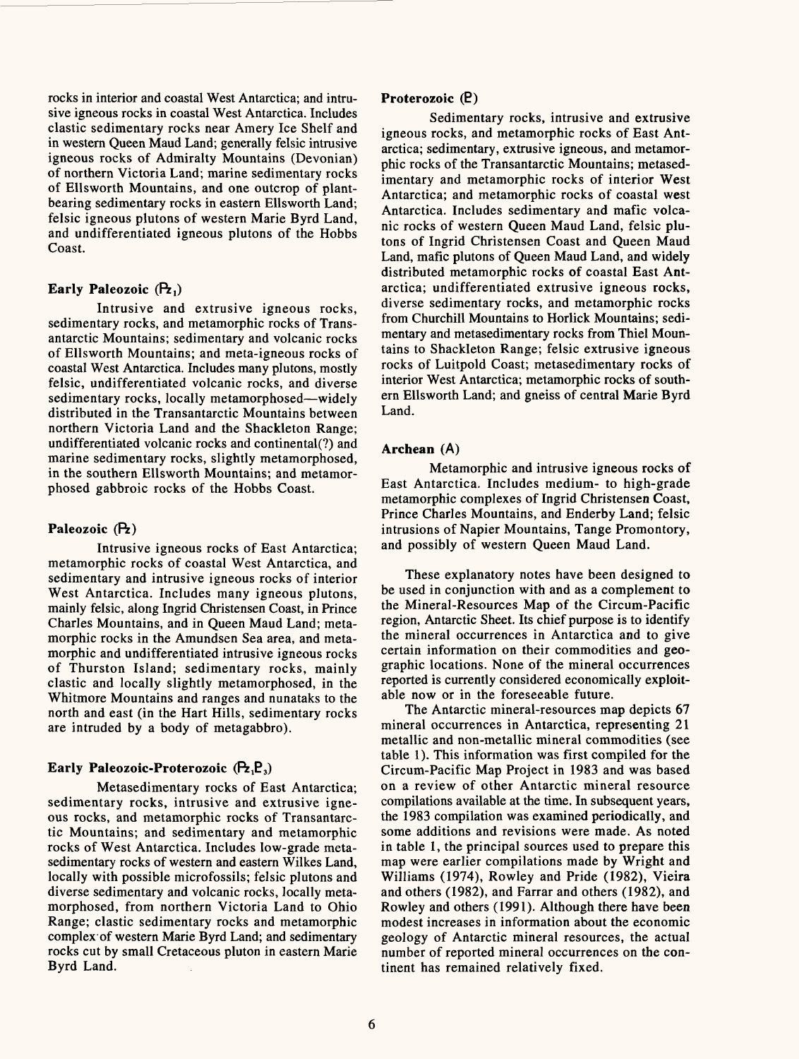rocks in interior and coastal West Antarctica; and intrusive igneous rocks in coastal West Antarctica. Includes clastic sedimentary rocks near Amery Ice Shelf and in western Queen Maud Land; generally felsic intrusive igneous rocks of Admiralty Mountains (Devonian) of northern Victoria Land; marine sedimentary rocks of Ellsworth Mountains, and one outcrop of plant-bearing sedimentary rocks in eastern Ellsworth Land; felsic igneous plutons of western Marie Byrd Land, and undifferentiated igneous plutons of the Hobbs Coast.

### Early Paleozoic ($Pz_1$)

Intrusive and extrusive igneous rocks, sedimentary rocks, and metamorphic rocks of Transantarctic Mountains; sedimentary and volcanic rocks of Ellsworth Mountains; and meta-igneous rocks of coastal West Antarctica. Includes many plutons, mostly felsic, undifferentiated volcanic rocks, and diverse sedimentary rocks, locally metamorphosed—widely distributed in the Transantarctic Mountains between northern Victoria Land and the Shackleton Range; undifferentiated volcanic rocks and continental(?) and marine sedimentary rocks, slightly metamorphosed, in the southern Ellsworth Mountains; and metamorphosed gabbroic rocks of the Hobbs Coast.

### Paleozoic (Pz)

Intrusive igneous rocks of East Antarctica; metamorphic rocks of coastal West Antarctica, and sedimentary and intrusive igneous rocks of interior West Antarctica. Includes many igneous plutons, mainly felsic, along Ingrid Christensen Coast, in Prince Charles Mountains, and in Queen Maud Land; metamorphic rocks in the Amundsen Sea area, and metamorphic and undifferentiated intrusive igneous rocks of Thurston Island; sedimentary rocks, mainly clastic and locally slightly metamorphosed, in the Whitmore Mountains and ranges and nunataks to the north and east (in the Hart Hills, sedimentary rocks are intruded by a body of metagabbro).

### Early Paleozoic-Proterozoic ($Pz_1P_3$)

Metasedimentary rocks of East Antarctica; sedimentary rocks, intrusive and extrusive igneous rocks, and metamorphic rocks of Transantarctic Mountains; and sedimentary and metamorphic rocks of West Antarctica. Includes low-grade metasedimentary rocks of western and eastern Wilkes Land, locally with possible microfossils; felsic plutons and diverse sedimentary and volcanic rocks, locally metamorphosed, from northern Victoria Land to Ohio Range; clastic sedimentary rocks and metamorphic complex of western Marie Byrd Land; and sedimentary rocks cut by small Cretaceous pluton in eastern Marie Byrd Land.

### Proterozoic (P)

Sedimentary rocks, intrusive and extrusive igneous rocks, and metamorphic rocks of East Antarctica; sedimentary, extrusive igneous, and metamorphic rocks of the Transantarctic Mountains; metasedimentary and metamorphic rocks of interior West Antarctica; and metamorphic rocks of coastal west Antarctica. Includes sedimentary and mafic volcanic rocks of western Queen Maud Land, felsic plutons of Ingrid Christensen Coast and Queen Maud Land, mafic plutons of Queen Maud Land, and widely distributed metamorphic rocks of coastal East Antarctica; undifferentiated extrusive igneous rocks, diverse sedimentary rocks, and metamorphic rocks from Churchill Mountains to Horlick Mountains; sedimentary and metasedimentary rocks from Thiel Mountains to Shackleton Range; felsic extrusive igneous rocks of Luitpold Coast; metasedimentary rocks of interior West Antarctica; metamorphic rocks of southern Ellsworth Land; and gneiss of central Marie Byrd Land.

### Archean (A)

Metamorphic and intrusive igneous rocks of East Antarctica. Includes medium- to high-grade metamorphic complexes of Ingrid Christensen Coast, Prince Charles Mountains, and Enderby Land; felsic intrusions of Napier Mountains, Tange Promontory, and possibly of western Queen Maud Land.

These explanatory notes have been designed to be used in conjunction with and as a complement to the Mineral-Resources Map of the Circum-Pacific region, Antarctic Sheet. Its chief purpose is to identify the mineral occurrences in Antarctica and to give certain information on their commodities and geographic locations. None of the mineral occurrences reported is currently considered economically exploitable now or in the foreseeable future.

The Antarctic mineral-resources map depicts 67 mineral occurrences in Antarctica, representing 21 metallic and non-metallic mineral commodities (see table 1). This information was first compiled for the Circum-Pacific Map Project in 1983 and was based on a review of other Antarctic mineral resource compilations available at the time. In subsequent years, the 1983 compilation was examined periodically, and some additions and revisions were made. As noted in table 1, the principal sources used to prepare this map were earlier compilations made by Wright and Williams (1974), Rowley and Pride (1982), Vieira and others (1982), and Farrar and others (1982), and Rowley and others (1991). Although there have been modest increases in information about the economic geology of Antarctic mineral resources, the actual number of reported mineral occurrences on the continent has remained relatively fixed.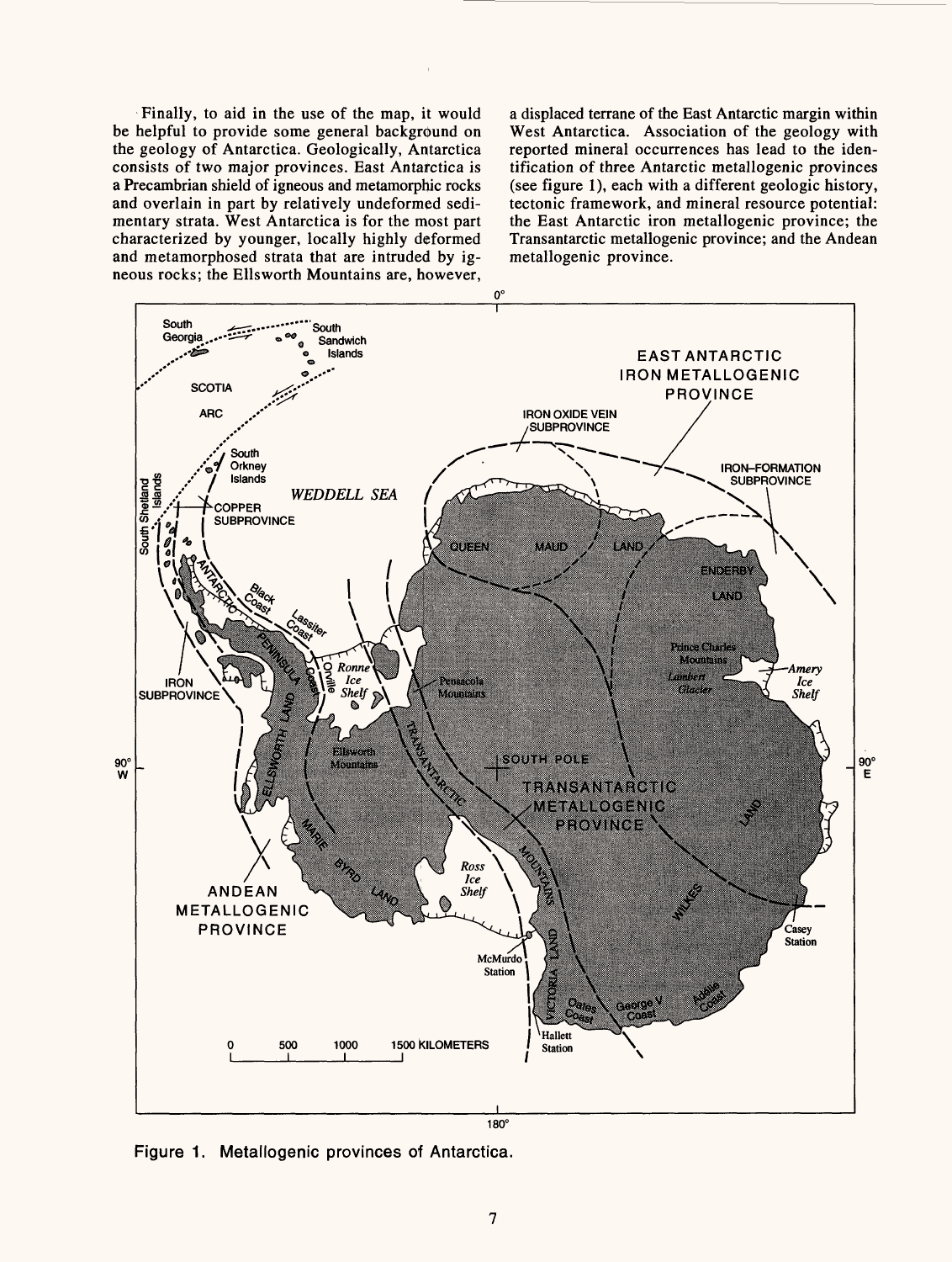Finally, to aid in the use of the map, it would be helpful to provide some general background on the geology of Antarctica. Geologically, Antarctica consists of two major provinces. East Antarctica is a Precambrian shield of igneous and metamorphic rocks and overlain in part by relatively undeformed sedimentary strata. West Antarctica is for the most part characterized by younger, locally highly deformed and metamorphosed strata that are intruded by igneous rocks; the Ellsworth Mountains are, however, a displaced terrane of the East Antarctic margin within West Antarctica. Association of the geology with reported mineral occurrences has lead to the identification of three Antarctic metallogenic provinces (see figure 1), each with a different geologic history, tectonic framework, and mineral resource potential: the East Antarctic iron metallogenic province; the Transantarctic metallogenic province; and the Andean metallogenic province.

**Figure 1.** Metallogenic provinces of Antarctica.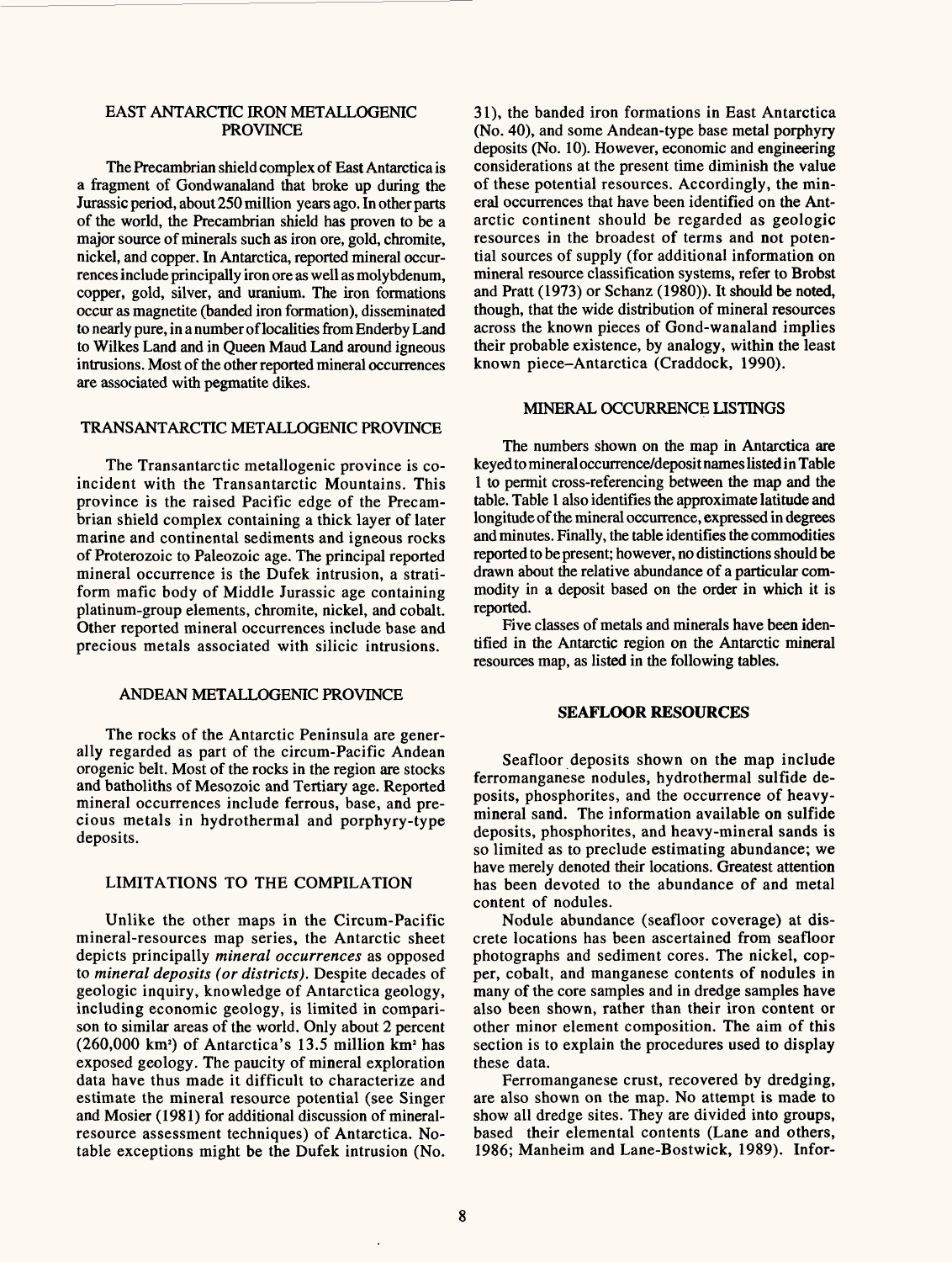## EAST ANTARCTIC IRON METALLOGENIC PROVINCE

The Precambrian shield complex of East Antarctica is a fragment of Gondwanaland that broke up during the Jurassic period, about 250 million years ago. In other parts of the world, the Precambrian shield has proven to be a major source of minerals such as iron ore, gold, chromite, nickel, and copper. In Antarctica, reported mineral occurrences include principally iron ore as well as molybdenum, copper, gold, silver, and uranium. The iron formations occur as magnetite (banded iron formation), disseminated to nearly pure, in a number of localities from Enderby Land to Wilkes Land and in Queen Maud Land around igneous intrusions. Most of the other reported mineral occurrences are associated with pegmatite dikes.

## TRANSANTARCTIC METALLOGENIC PROVINCE

The Transantarctic metallogenic province is coincident with the Transantarctic Mountains. This province is the raised Pacific edge of the Precambrian shield complex containing a thick layer of later marine and continental sediments and igneous rocks of Proterozoic to Paleozoic age. The principal reported mineral occurrence is the Dufek intrusion, a stratiform mafic body of Middle Jurassic age containing platinum-group elements, chromite, nickel, and cobalt. Other reported mineral occurrences include base and precious metals associated with silicic intrusions.

## ANDEAN METALLOGENIC PROVINCE

The rocks of the Antarctic Peninsula are generally regarded as part of the circum-Pacific Andean orogenic belt. Most of the rocks in the region are stocks and batholiths of Mesozoic and Tertiary age. Reported mineral occurrences include ferrous, base, and precious metals in hydrothermal and porphyry-type deposits.

## LIMITATIONS TO THE COMPILATION

Unlike the other maps in the Circum-Pacific mineral-resources map series, the Antarctic sheet depicts principally *mineral occurrences* as opposed to *mineral deposits (or districts)*. Despite decades of geologic inquiry, knowledge of Antarctica geology, including economic geology, is limited in comparison to similar areas of the world. Only about 2 percent (260,000 km²) of Antarctica's 13.5 million km² has exposed geology. The paucity of mineral exploration data have thus made it difficult to characterize and estimate the mineral resource potential (see Singer and Mosier (1981) for additional discussion of mineral-resource assessment techniques) of Antarctica. Notable exceptions might be the Dufek intrusion (No. 31), the banded iron formations in East Antarctica (No. 40), and some Andean-type base metal porphyry deposits (No. 10). However, economic and engineering considerations at the present time diminish the value of these potential resources. Accordingly, the mineral occurrences that have been identified on the Antarctic continent should be regarded as geologic resources in the broadest of terms and not potential sources of supply (for additional information on mineral resource classification systems, refer to Brobst and Pratt (1973) or Schanz (1980)). It should be noted, though, that the wide distribution of mineral resources across the known pieces of Gond-wanaland implies their probable existence, by analogy, within the least known piece–Antarctica (Craddock, 1990).

## MINERAL OCCURRENCE LISTINGS

The numbers shown on the map in Antarctica are keyed to mineral occurrence/deposit names listed in Table 1 to permit cross-referencing between the map and the table. Table 1 also identifies the approximate latitude and longitude of the mineral occurrence, expressed in degrees and minutes. Finally, the table identifies the commodities reported to be present; however, no distinctions should be drawn about the relative abundance of a particular commodity in a deposit based on the order in which it is reported.

Five classes of metals and minerals have been identified in the Antarctic region on the Antarctic mineral resources map, as listed in the following tables.

## SEAFLOOR RESOURCES

Seafloor deposits shown on the map include ferromanganese nodules, hydrothermal sulfide deposits, phosphorites, and the occurrence of heavy-mineral sand. The information available on sulfide deposits, phosphorites, and heavy-mineral sands is so limited as to preclude estimating abundance; we have merely denoted their locations. Greatest attention has been devoted to the abundance of and metal content of nodules.

Nodule abundance (seafloor coverage) at discrete locations has been ascertained from seafloor photographs and sediment cores. The nickel, copper, cobalt, and manganese contents of nodules in many of the core samples and in dredge samples have also been shown, rather than their iron content or other minor element composition. The aim of this section is to explain the procedures used to display these data.

Ferromanganese crust, recovered by dredging, are also shown on the map. No attempt is made to show all dredge sites. They are divided into groups, based their elemental contents (Lane and others, 1986; Manheim and Lane-Bostwick, 1989). Infor-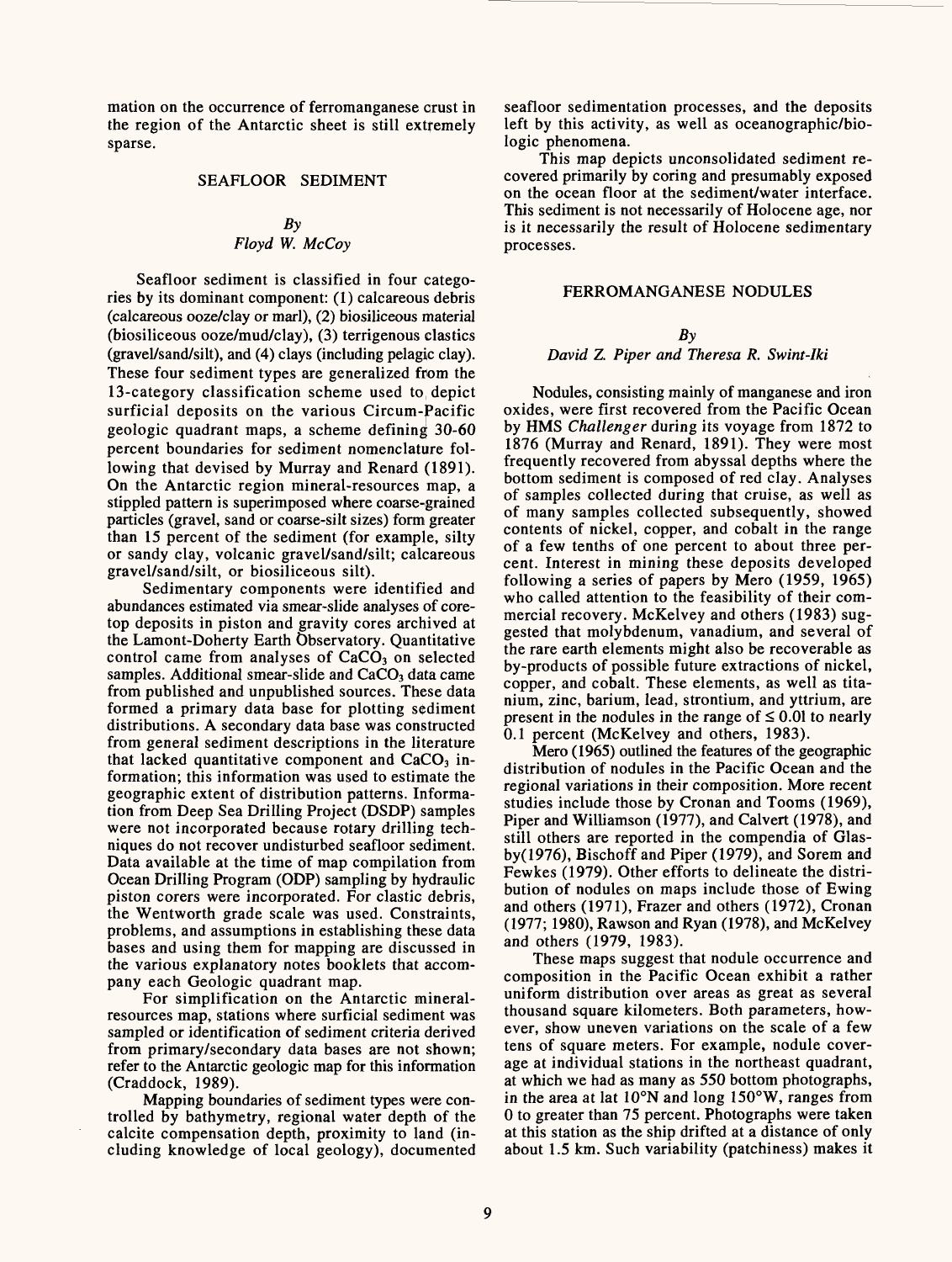mation on the occurrence of ferromanganese crust in the region of the Antarctic sheet is still extremely sparse.

## SEAFLOOR SEDIMENT

*By*
*Floyd W. McCoy*

Seafloor sediment is classified in four categories by its dominant component: (1) calcareous debris (calcareous ooze/clay or marl), (2) biosiliceous material (biosiliceous ooze/mud/clay), (3) terrigenous clastics (gravel/sand/silt), and (4) clays (including pelagic clay). These four sediment types are generalized from the 13-category classification scheme used to depict surficial deposits on the various Circum-Pacific geologic quadrant maps, a scheme defining 30-60 percent boundaries for sediment nomenclature following that devised by Murray and Renard (1891). On the Antarctic region mineral-resources map, a stippled pattern is superimposed where coarse-grained particles (gravel, sand or coarse-silt sizes) form greater than 15 percent of the sediment (for example, silty or sandy clay, volcanic gravel/sand/silt; calcareous gravel/sand/silt, or biosiliceous silt).

Sedimentary components were identified and abundances estimated via smear-slide analyses of coretop deposits in piston and gravity cores archived at the Lamont-Doherty Earth Observatory. Quantitative control came from analyses of $CaCO_3$ on selected samples. Additional smear-slide and $CaCO_3$ data came from published and unpublished sources. These data formed a primary data base for plotting sediment distributions. A secondary data base was constructed from general sediment descriptions in the literature that lacked quantitative component and $CaCO_3$ information; this information was used to estimate the geographic extent of distribution patterns. Information from Deep Sea Drilling Project (DSDP) samples were not incorporated because rotary drilling techniques do not recover undisturbed seafloor sediment. Data available at the time of map compilation from Ocean Drilling Program (ODP) sampling by hydraulic piston corers were incorporated. For clastic debris, the Wentworth grade scale was used. Constraints, problems, and assumptions in establishing these data bases and using them for mapping are discussed in the various explanatory notes booklets that accompany each Geologic quadrant map.

For simplification on the Antarctic mineral-resources map, stations where surficial sediment was sampled or identification of sediment criteria derived from primary/secondary data bases are not shown; refer to the Antarctic geologic map for this information (Craddock, 1989).

Mapping boundaries of sediment types were controlled by bathymetry, regional water depth of the calcite compensation depth, proximity to land (including knowledge of local geology), documented seafloor sedimentation processes, and the deposits left by this activity, as well as oceanographic/biologic phenomena.

This map depicts unconsolidated sediment recovered primarily by coring and presumably exposed on the ocean floor at the sediment/water interface. This sediment is not necessarily of Holocene age, nor is it necessarily the result of Holocene sedimentary processes.

## FERROMANGANESE NODULES

*By*
*David Z. Piper and Theresa R. Swint-Iki*

Nodules, consisting mainly of manganese and iron oxides, were first recovered from the Pacific Ocean by HMS *Challenger* during its voyage from 1872 to 1876 (Murray and Renard, 1891). They were most frequently recovered from abyssal depths where the bottom sediment is composed of red clay. Analyses of samples collected during that cruise, as well as of many samples collected subsequently, showed contents of nickel, copper, and cobalt in the range of a few tenths of one percent to about three percent. Interest in mining these deposits developed following a series of papers by Mero (1959, 1965) who called attention to the feasibility of their commercial recovery. McKelvey and others (1983) suggested that molybdenum, vanadium, and several of the rare earth elements might also be recoverable as by-products of possible future extractions of nickel, copper, and cobalt. These elements, as well as titanium, zinc, barium, lead, strontium, and yttrium, are present in the nodules in the range of $\leq 0.01$ to nearly 0.1 percent (McKelvey and others, 1983).

Mero (1965) outlined the features of the geographic distribution of nodules in the Pacific Ocean and the regional variations in their composition. More recent studies include those by Cronan and Tooms (1969), Piper and Williamson (1977), and Calvert (1978), and still others are reported in the compendia of Glasby(1976), Bischoff and Piper (1979), and Sorem and Fewkes (1979). Other efforts to delineate the distribution of nodules on maps include those of Ewing and others (1971), Frazer and others (1972), Cronan (1977; 1980), Rawson and Ryan (1978), and McKelvey and others (1979, 1983).

These maps suggest that nodule occurrence and composition in the Pacific Ocean exhibit a rather uniform distribution over areas as great as several thousand square kilometers. Both parameters, however, show uneven variations on the scale of a few tens of square meters. For example, nodule coverage at individual stations in the northeast quadrant, at which we had as many as 550 bottom photographs, in the area at lat 10°N and long 150°W, ranges from 0 to greater than 75 percent. Photographs were taken at this station as the ship drifted at a distance of only about 1.5 km. Such variability (patchiness) makes it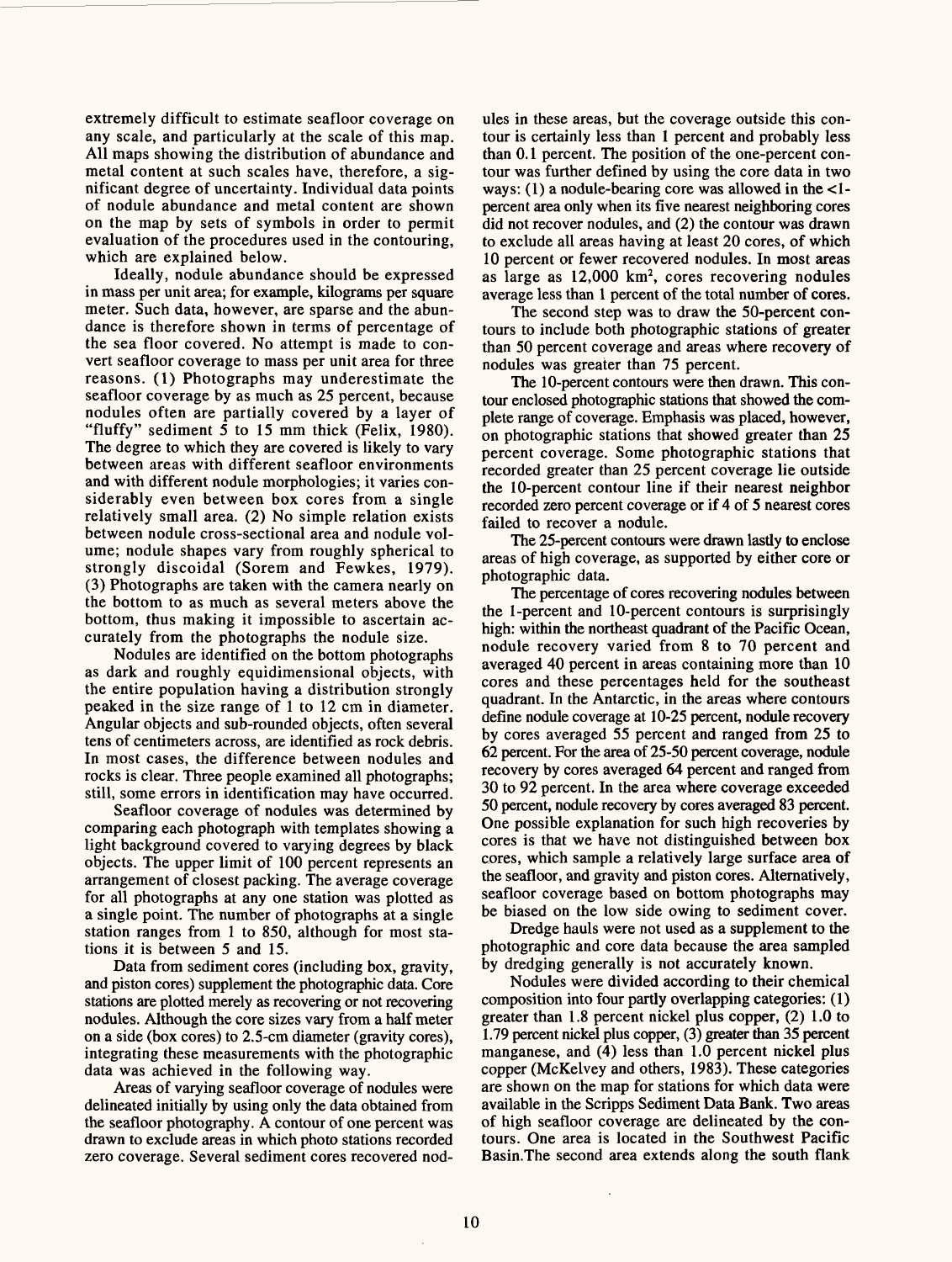extremely difficult to estimate seafloor coverage on any scale, and particularly at the scale of this map. All maps showing the distribution of abundance and metal content at such scales have, therefore, a significant degree of uncertainty. Individual data points of nodule abundance and metal content are shown on the map by sets of symbols in order to permit evaluation of the procedures used in the contouring, which are explained below.

Ideally, nodule abundance should be expressed in mass per unit area; for example, kilograms per square meter. Such data, however, are sparse and the abundance is therefore shown in terms of percentage of the sea floor covered. No attempt is made to convert seafloor coverage to mass per unit area for three reasons. (1) Photographs may underestimate the seafloor coverage by as much as 25 percent, because nodules often are partially covered by a layer of "fluffy" sediment 5 to 15 mm thick (Felix, 1980). The degree to which they are covered is likely to vary between areas with different seafloor environments and with different nodule morphologies; it varies considerably even between box cores from a single relatively small area. (2) No simple relation exists between nodule cross-sectional area and nodule volume; nodule shapes vary from roughly spherical to strongly discoidal (Sorem and Fewkes, 1979). (3) Photographs are taken with the camera nearly on the bottom to as much as several meters above the bottom, thus making it impossible to ascertain accurately from the photographs the nodule size.

Nodules are identified on the bottom photographs as dark and roughly equidimensional objects, with the entire population having a distribution strongly peaked in the size range of 1 to 12 cm in diameter. Angular objects and sub-rounded objects, often several tens of centimeters across, are identified as rock debris. In most cases, the difference between nodules and rocks is clear. Three people examined all photographs; still, some errors in identification may have occurred.

Seafloor coverage of nodules was determined by comparing each photograph with templates showing a light background covered to varying degrees by black objects. The upper limit of 100 percent represents an arrangement of closest packing. The average coverage for all photographs at any one station was plotted as a single point. The number of photographs at a single station ranges from 1 to 850, although for most stations it is between 5 and 15.

Data from sediment cores (including box, gravity, and piston cores) supplement the photographic data. Core stations are plotted merely as recovering or not recovering nodules. Although the core sizes vary from a half meter on a side (box cores) to 2.5-cm diameter (gravity cores), integrating these measurements with the photographic data was achieved in the following way.

Areas of varying seafloor coverage of nodules were delineated initially by using only the data obtained from the seafloor photography. A contour of one percent was drawn to exclude areas in which photo stations recorded zero coverage. Several sediment cores recovered nodules in these areas, but the coverage outside this contour is certainly less than 1 percent and probably less than 0.1 percent. The position of the one-percent contour was further defined by using the core data in two ways: (1) a nodule-bearing core was allowed in the <1-percent area only when its five nearest neighboring cores did not recover nodules, and (2) the contour was drawn to exclude all areas having at least 20 cores, of which 10 percent or fewer recovered nodules. In most areas as large as 12,000 km$^2$, cores recovering nodules average less than 1 percent of the total number of cores.

The second step was to draw the 50-percent contours to include both photographic stations of greater than 50 percent coverage and areas where recovery of nodules was greater than 75 percent.

The 10-percent contours were then drawn. This contour enclosed photographic stations that showed the complete range of coverage. Emphasis was placed, however, on photographic stations that showed greater than 25 percent coverage. Some photographic stations that recorded greater than 25 percent coverage lie outside the 10-percent contour line if their nearest neighbor recorded zero percent coverage or if 4 of 5 nearest cores failed to recover a nodule.

The 25-percent contours were drawn lastly to enclose areas of high coverage, as supported by either core or photographic data.

The percentage of cores recovering nodules between the 1-percent and 10-percent contours is surprisingly high: within the northeast quadrant of the Pacific Ocean, nodule recovery varied from 8 to 70 percent and averaged 40 percent in areas containing more than 10 cores and these percentages held for the southeast quadrant. In the Antarctic, in the areas where contours define nodule coverage at 10-25 percent, nodule recovery by cores averaged 55 percent and ranged from 25 to 62 percent. For the area of 25-50 percent coverage, nodule recovery by cores averaged 64 percent and ranged from 30 to 92 percent. In the area where coverage exceeded 50 percent, nodule recovery by cores averaged 83 percent. One possible explanation for such high recoveries by cores is that we have not distinguished between box cores, which sample a relatively large surface area of the seafloor, and gravity and piston cores. Alternatively, seafloor coverage based on bottom photographs may be biased on the low side owing to sediment cover.

Dredge hauls were not used as a supplement to the photographic and core data because the area sampled by dredging generally is not accurately known.

Nodules were divided according to their chemical composition into four partly overlapping categories: (1) greater than 1.8 percent nickel plus copper, (2) 1.0 to 1.79 percent nickel plus copper, (3) greater than 35 percent manganese, and (4) less than 1.0 percent nickel plus copper (McKelvey and others, 1983). These categories are shown on the map for stations for which data were available in the Scripps Sediment Data Bank. Two areas of high seafloor coverage are delineated by the contours. One area is located in the Southwest Pacific Basin.The second area extends along the south flank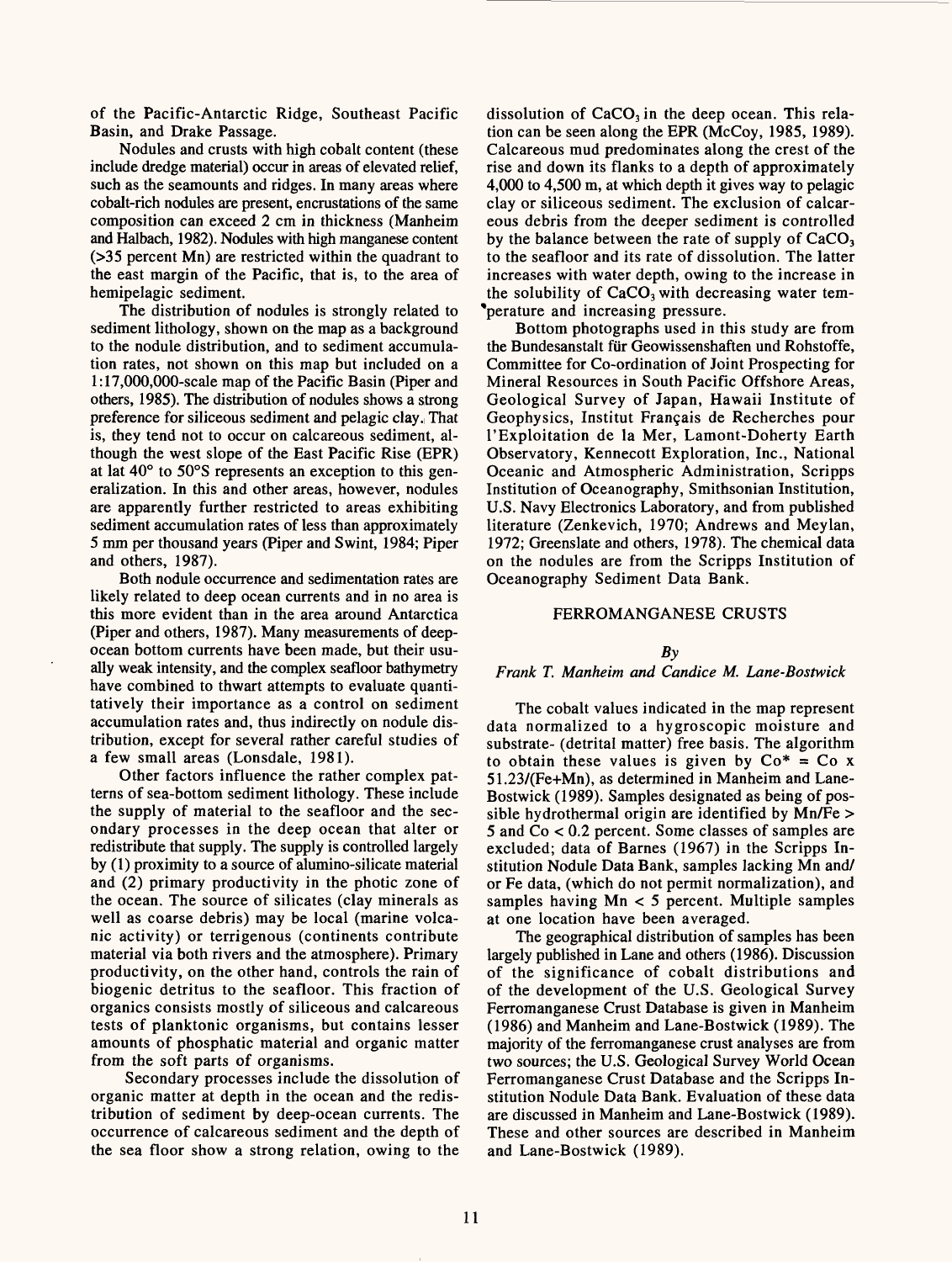of the Pacific-Antarctic Ridge, Southeast Pacific Basin, and Drake Passage.

Nodules and crusts with high cobalt content (these include dredge material) occur in areas of elevated relief, such as the seamounts and ridges. In many areas where cobalt-rich nodules are present, encrustations of the same composition can exceed 2 cm in thickness (Manheim and Halbach, 1982). Nodules with high manganese content (>35 percent Mn) are restricted within the quadrant to the east margin of the Pacific, that is, to the area of hemipelagic sediment.

The distribution of nodules is strongly related to sediment lithology, shown on the map as a background to the nodule distribution, and to sediment accumulation rates, not shown on this map but included on a 1:17,000,000-scale map of the Pacific Basin (Piper and others, 1985). The distribution of nodules shows a strong preference for siliceous sediment and pelagic clay. That is, they tend not to occur on calcareous sediment, although the west slope of the East Pacific Rise (EPR) at lat 40° to 50°S represents an exception to this generalization. In this and other areas, however, nodules are apparently further restricted to areas exhibiting sediment accumulation rates of less than approximately 5 mm per thousand years (Piper and Swint, 1984; Piper and others, 1987).

Both nodule occurrence and sedimentation rates are likely related to deep ocean currents and in no area is this more evident than in the area around Antarctica (Piper and others, 1987). Many measurements of deep-ocean bottom currents have been made, but their usually weak intensity, and the complex seafloor bathymetry have combined to thwart attempts to evaluate quantitatively their importance as a control on sediment accumulation rates and, thus indirectly on nodule distribution, except for several rather careful studies of a few small areas (Lonsdale, 1981).

Other factors influence the rather complex patterns of sea-bottom sediment lithology. These include the supply of material to the seafloor and the secondary processes in the deep ocean that alter or redistribute that supply. The supply is controlled largely by (1) proximity to a source of alumino-silicate material and (2) primary productivity in the photic zone of the ocean. The source of silicates (clay minerals as well as coarse debris) may be local (marine volcanic activity) or terrigenous (continents contribute material via both rivers and the atmosphere). Primary productivity, on the other hand, controls the rain of biogenic detritus to the seafloor. This fraction of organics consists mostly of siliceous and calcareous tests of planktonic organisms, but contains lesser amounts of phosphatic material and organic matter from the soft parts of organisms.

Secondary processes include the dissolution of organic matter at depth in the ocean and the redistribution of sediment by deep-ocean currents. The occurrence of calcareous sediment and the depth of the sea floor show a strong relation, owing to the dissolution of $CaCO_3$ in the deep ocean. This relation can be seen along the EPR (McCoy, 1985, 1989). Calcareous mud predominates along the crest of the rise and down its flanks to a depth of approximately 4,000 to 4,500 m, at which depth it gives way to pelagic clay or siliceous sediment. The exclusion of calcareous debris from the deeper sediment is controlled by the balance between the rate of supply of $CaCO_3$ to the seafloor and its rate of dissolution. The latter increases with water depth, owing to the increase in the solubility of $CaCO_3$ with decreasing water temperature and increasing pressure.

Bottom photographs used in this study are from the Bundesanstalt für Geowissenshaften und Rohstoffe, Committee for Co-ordination of Joint Prospecting for Mineral Resources in South Pacific Offshore Areas, Geological Survey of Japan, Hawaii Institute of Geophysics, Institut Français de Recherches pour l'Exploitation de la Mer, Lamont-Doherty Earth Observatory, Kennecott Exploration, Inc., National Oceanic and Atmospheric Administration, Scripps Institution of Oceanography, Smithsonian Institution, U.S. Navy Electronics Laboratory, and from published literature (Zenkevich, 1970; Andrews and Meylan, 1972; Greenslate and others, 1978). The chemical data on the nodules are from the Scripps Institution of Oceanography Sediment Data Bank.

## FERROMANGANESE CRUSTS

*By*

*Frank T. Manheim and Candice M. Lane-Bostwick*

The cobalt values indicated in the map represent data normalized to a hygroscopic moisture and substrate- (detrital matter) free basis. The algorithm to obtain these values is given by $Co^* = Co \times 51.23/(Fe+Mn)$, as determined in Manheim and Lane-Bostwick (1989). Samples designated as being of possible hydrothermal origin are identified by $Mn/Fe > 5$ and $Co < 0.2$ percent. Some classes of samples are excluded; data of Barnes (1967) in the Scripps Institution Nodule Data Bank, samples lacking Mn and/or Fe data, (which do not permit normalization), and samples having $Mn < 5$ percent. Multiple samples at one location have been averaged.

The geographical distribution of samples has been largely published in Lane and others (1986). Discussion of the significance of cobalt distributions and of the development of the U.S. Geological Survey Ferromanganese Crust Database is given in Manheim (1986) and Manheim and Lane-Bostwick (1989). The majority of the ferromanganese crust analyses are from two sources; the U.S. Geological Survey World Ocean Ferromanganese Crust Database and the Scripps Institution Nodule Data Bank. Evaluation of these data are discussed in Manheim and Lane-Bostwick (1989). These and other sources are described in Manheim and Lane-Bostwick (1989).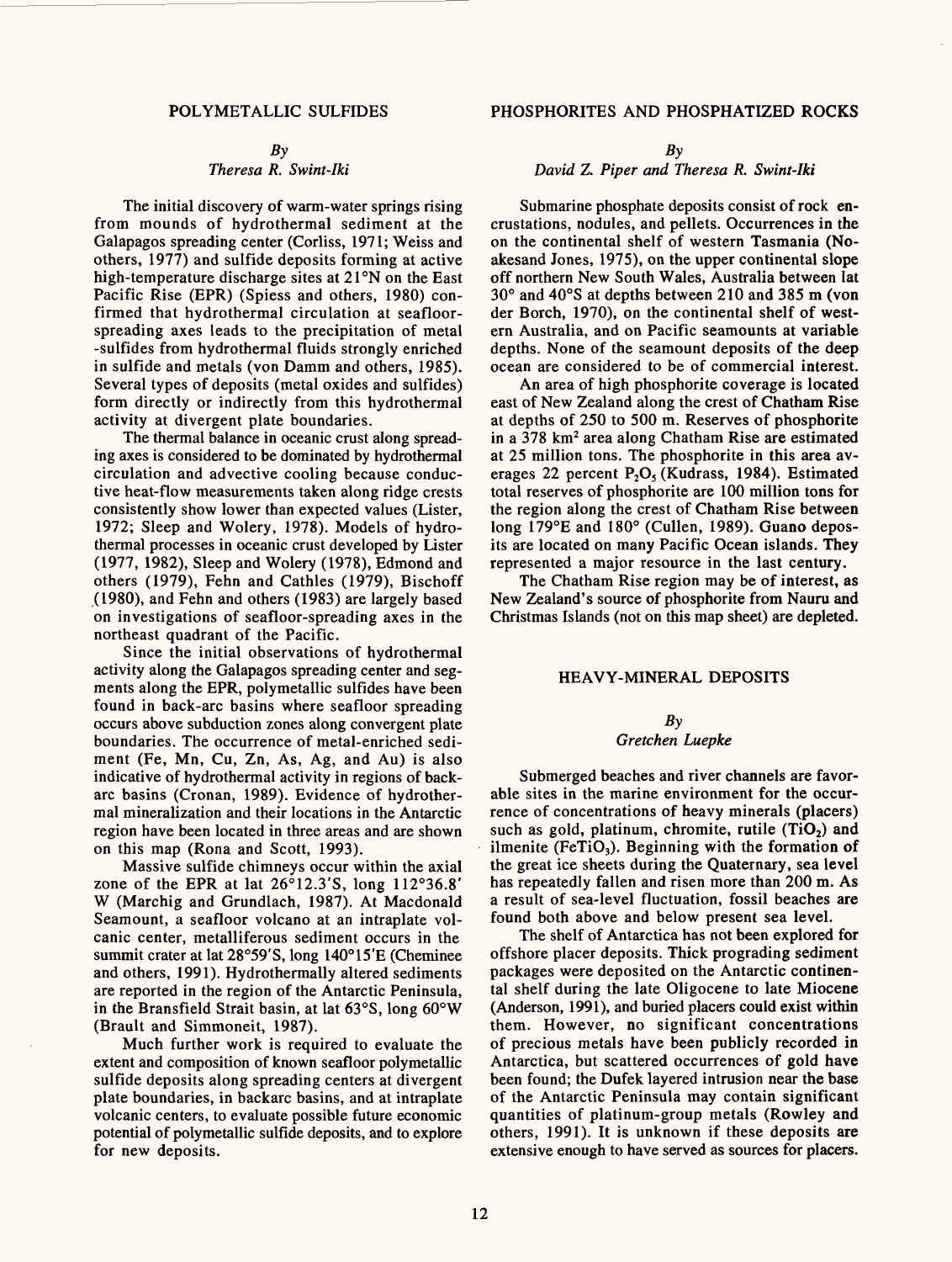## POLYMETALLIC SULFIDES

*By*
*Theresa R. Swint-Iki*

The initial discovery of warm-water springs rising from mounds of hydrothermal sediment at the Galapagos spreading center (Corliss, 1971; Weiss and others, 1977) and sulfide deposits forming at active high-temperature discharge sites at 21°N on the East Pacific Rise (EPR) (Spiess and others, 1980) confirmed that hydrothermal circulation at seafloor-spreading axes leads to the precipitation of metal -sulfides from hydrothermal fluids strongly enriched in sulfide and metals (von Damm and others, 1985). Several types of deposits (metal oxides and sulfides) form directly or indirectly from this hydrothermal activity at divergent plate boundaries.

The thermal balance in oceanic crust along spreading axes is considered to be dominated by hydrothermal circulation and advective cooling because conductive heat-flow measurements taken along ridge crests consistently show lower than expected values (Lister, 1972; Sleep and Wolery, 1978). Models of hydrothermal processes in oceanic crust developed by Lister (1977, 1982), Sleep and Wolery (1978), Edmond and others (1979), Fehn and Cathles (1979), Bischoff (1980), and Fehn and others (1983) are largely based on investigations of seafloor-spreading axes in the northeast quadrant of the Pacific.

Since the initial observations of hydrothermal activity along the Galapagos spreading center and segments along the EPR, polymetallic sulfides have been found in back-arc basins where seafloor spreading occurs above subduction zones along convergent plate boundaries. The occurrence of metal-enriched sediment (Fe, Mn, Cu, Zn, As, Ag, and Au) is also indicative of hydrothermal activity in regions of back-arc basins (Cronan, 1989). Evidence of hydrothermal mineralization and their locations in the Antarctic region have been located in three areas and are shown on this map (Rona and Scott, 1993).

Massive sulfide chimneys occur within the axial zone of the EPR at lat 26°12.3'S, long 112°36.8' W (Marchig and Grundlach, 1987). At Macdonald Seamount, a seafloor volcano at an intraplate volcanic center, metalliferous sediment occurs in the summit crater at lat 28°59'S, long 140°15'E (Cheminee and others, 1991). Hydrothermally altered sediments are reported in the region of the Antarctic Peninsula, in the Bransfield Strait basin, at lat 63°S, long 60°W (Brault and Simmoneit, 1987).

Much further work is required to evaluate the extent and composition of known seafloor polymetallic sulfide deposits along spreading centers at divergent plate boundaries, in backarc basins, and at intraplate volcanic centers, to evaluate possible future economic potential of polymetallic sulfide deposits, and to explore for new deposits.

## PHOSPHORITES AND PHOSPHATIZED ROCKS

*By*
*David Z. Piper and Theresa R. Swint-Iki*

Submarine phosphate deposits consist of rock encrustations, nodules, and pellets. Occurrences in the on the continental shelf of western Tasmania (Noakesand Jones, 1975), on the upper continental slope off northern New South Wales, Australia between lat 30° and 40°S at depths between 210 and 385 m (von der Borch, 1970), on the continental shelf of western Australia, and on Pacific seamounts at variable depths. None of the seamount deposits of the deep ocean are considered to be of commercial interest.

An area of high phosphorite coverage is located east of New Zealand along the crest of Chatham Rise at depths of 250 to 500 m. Reserves of phosphorite in a 378 km$^2$ area along Chatham Rise are estimated at 25 million tons. The phosphorite in this area averages 22 percent $P_2O_5$ (Kudrass, 1984). Estimated total reserves of phosphorite are 100 million tons for the region along the crest of Chatham Rise between long 179°E and 180° (Cullen, 1989). Guano deposits are located on many Pacific Ocean islands. They represented a major resource in the last century.

The Chatham Rise region may be of interest, as New Zealand's source of phosphorite from Nauru and Christmas Islands (not on this map sheet) are depleted.

## HEAVY-MINERAL DEPOSITS

*By*
*Gretchen Luepke*

Submerged beaches and river channels are favorable sites in the marine environment for the occurrence of concentrations of heavy minerals (placers) such as gold, platinum, chromite, rutile ($TiO_2$) and ilmenite ($FeTiO_3$). Beginning with the formation of the great ice sheets during the Quaternary, sea level has repeatedly fallen and risen more than 200 m. As a result of sea-level fluctuation, fossil beaches are found both above and below present sea level.

The shelf of Antarctica has not been explored for offshore placer deposits. Thick prograding sediment packages were deposited on the Antarctic continental shelf during the late Oligocene to late Miocene (Anderson, 1991), and buried placers could exist within them. However, no significant concentrations of precious metals have been publicly recorded in Antarctica, but scattered occurrences of gold have been found; the Dufek layered intrusion near the base of the Antarctic Peninsula may contain significant quantities of platinum-group metals (Rowley and others, 1991). It is unknown if these deposits are extensive enough to have served as sources for placers.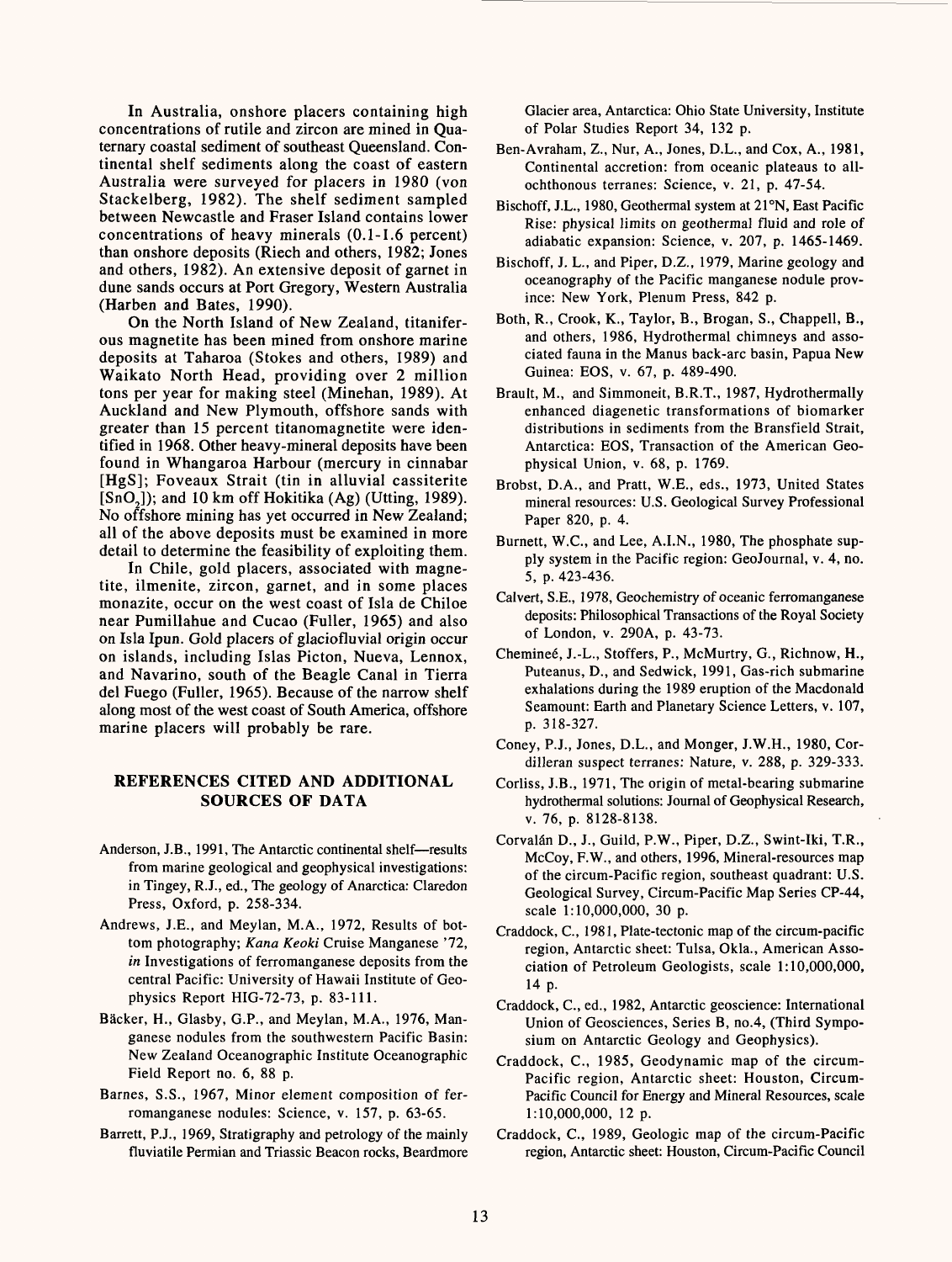In Australia, onshore placers containing high concentrations of rutile and zircon are mined in Quaternary coastal sediment of southeast Queensland. Continental shelf sediments along the coast of eastern Australia were surveyed for placers in 1980 (von Stackelberg, 1982). The shelf sediment sampled between Newcastle and Fraser Island contains lower concentrations of heavy minerals (0.1-1.6 percent) than onshore deposits (Riech and others, 1982; Jones and others, 1982). An extensive deposit of garnet in dune sands occurs at Port Gregory, Western Australia (Harben and Bates, 1990).

On the North Island of New Zealand, titaniferous magnetite has been mined from onshore marine deposits at Taharoa (Stokes and others, 1989) and Waikato North Head, providing over 2 million tons per year for making steel (Minehan, 1989). At Auckland and New Plymouth, offshore sands with greater than 15 percent titanomagnetite were identified in 1968. Other heavy-mineral deposits have been found in Whangaroa Harbour (mercury in cinnabar [HgS]; Foveaux Strait (tin in alluvial cassiterite [$SnO_2$]); and 10 km off Hokitika (Ag) (Utting, 1989). No offshore mining has yet occurred in New Zealand; all of the above deposits must be examined in more detail to determine the feasibility of exploiting them.

In Chile, gold placers, associated with magnetite, ilmenite, zircon, garnet, and in some places monazite, occur on the west coast of Isla de Chiloe near Pumillahue and Cucao (Fuller, 1965) and also on Isla Ipun. Gold placers of glaciofluvial origin occur on islands, including Islas Picton, Nueva, Lennox, and Navarino, south of the Beagle Canal in Tierra del Fuego (Fuller, 1965). Because of the narrow shelf along most of the west coast of South America, offshore marine placers will probably be rare.

## REFERENCES CITED AND ADDITIONAL SOURCES OF DATA

Anderson, J.B., 1991, The Antarctic continental shelf—results from marine geological and geophysical investigations: in Tingey, R.J., ed., The geology of Anarctica: Claredon Press, Oxford, p. 258-334.

Andrews, J.E., and Meylan, M.A., 1972, Results of bottom photography; *Kana Keoki* Cruise Manganese '72, *in* Investigations of ferromanganese deposits from the central Pacific: University of Hawaii Institute of Geophysics Report HIG-72-73, p. 83-111.

Bäcker, H., Glasby, G.P., and Meylan, M.A., 1976, Manganese nodules from the southwestern Pacific Basin: New Zealand Oceanographic Institute Oceanographic Field Report no. 6, 88 p.

Barnes, S.S., 1967, Minor element composition of ferromanganese nodules: Science, v. 157, p. 63-65.

Barrett, P.J., 1969, Stratigraphy and petrology of the mainly fluviatile Permian and Triassic Beacon rocks, Beardmore Glacier area, Antarctica: Ohio State University, Institute of Polar Studies Report 34, 132 p.

Ben-Avraham, Z., Nur, A., Jones, D.L., and Cox, A., 1981, Continental accretion: from oceanic plateaus to allochthonous terranes: Science, v. 21, p. 47-54.

Bischoff, J.L., 1980, Geothermal system at 21°N, East Pacific Rise: physical limits on geothermal fluid and role of adiabatic expansion: Science, v. 207, p. 1465-1469.

Bischoff, J. L., and Piper, D.Z., 1979, Marine geology and oceanography of the Pacific manganese nodule province: New York, Plenum Press, 842 p.

Both, R., Crook, K., Taylor, B., Brogan, S., Chappell, B., and others, 1986, Hydrothermal chimneys and associated fauna in the Manus back-arc basin, Papua New Guinea: EOS, v. 67, p. 489-490.

Brault, M., and Simmoneit, B.R.T., 1987, Hydrothermally enhanced diagenetic transformations of biomarker distributions in sediments from the Bransfield Strait, Antarctica: EOS, Transaction of the American Geophysical Union, v. 68, p. 1769.

Brobst, D.A., and Pratt, W.E., eds., 1973, United States mineral resources: U.S. Geological Survey Professional Paper 820, p. 4.

Burnett, W.C., and Lee, A.I.N., 1980, The phosphate supply system in the Pacific region: GeoJournal, v. 4, no. 5, p. 423-436.

Calvert, S.E., 1978, Geochemistry of oceanic ferromanganese deposits: Philosophical Transactions of the Royal Society of London, v. 290A, p. 43-73.

Chemineé, J.-L., Stoffers, P., McMurtry, G., Richnow, H., Puteanus, D., and Sedwick, 1991, Gas-rich submarine exhalations during the 1989 eruption of the Macdonald Seamount: Earth and Planetary Science Letters, v. 107, p. 318-327.

Coney, P.J., Jones, D.L., and Monger, J.W.H., 1980, Cordilleran suspect terranes: Nature, v. 288, p. 329-333.

Corliss, J.B., 1971, The origin of metal-bearing submarine hydrothermal solutions: Journal of Geophysical Research, v. 76, p. 8128-8138.

Corvalán D., J., Guild, P.W., Piper, D.Z., Swint-Iki, T.R., McCoy, F.W., and others, 1996, Mineral-resources map of the circum-Pacific region, southeast quadrant: U.S. Geological Survey, Circum-Pacific Map Series CP-44, scale 1:10,000,000, 30 p.

Craddock, C., 1981, Plate-tectonic map of the circum-pacific region, Antarctic sheet: Tulsa, Okla., American Association of Petroleum Geologists, scale 1:10,000,000, 14 p.

Craddock, C., ed., 1982, Antarctic geoscience: International Union of Geosciences, Series B, no.4, (Third Symposium on Antarctic Geology and Geophysics).

Craddock, C., 1985, Geodynamic map of the circum-Pacific region, Antarctic sheet: Houston, Circum-Pacific Council for Energy and Mineral Resources, scale 1:10,000,000, 12 p.

Craddock, C., 1989, Geologic map of the circum-Pacific region, Antarctic sheet: Houston, Circum-Pacific Council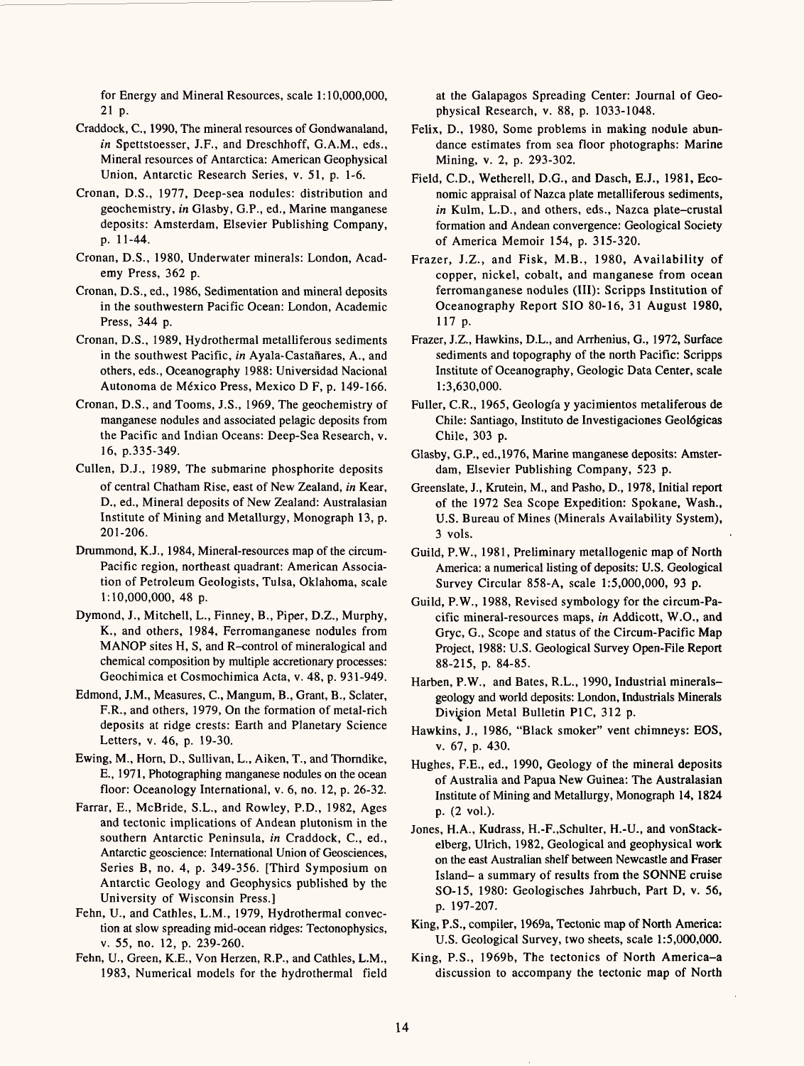for Energy and Mineral Resources, scale 1:10,000,000, 21 p.

Craddock, C., 1990, The mineral resources of Gondwanaland, *in* Spettstoesser, J.F., and Dreschhoff, G.A.M., eds., Mineral resources of Antarctica: American Geophysical Union, Antarctic Research Series, v. 51, p. 1-6.

Cronan, D.S., 1977, Deep-sea nodules: distribution and geochemistry, *in* Glasby, G.P., ed., Marine manganese deposits: Amsterdam, Elsevier Publishing Company, p. 11-44.

Cronan, D.S., 1980, Underwater minerals: London, Academy Press, 362 p.

Cronan, D.S., ed., 1986, Sedimentation and mineral deposits in the southwestern Pacific Ocean: London, Academic Press, 344 p.

Cronan, D.S., 1989, Hydrothermal metalliferous sediments in the southwest Pacific, *in* Ayala-Castañares, A., and others, eds., Oceanography 1988: Universidad Nacional Autonoma de México Press, Mexico D F, p. 149-166.

Cronan, D.S., and Tooms, J.S., 1969, The geochemistry of manganese nodules and associated pelagic deposits from the Pacific and Indian Oceans: Deep-Sea Research, v. 16, p.335-349.

Cullen, D.J., 1989, The submarine phosphorite deposits of central Chatham Rise, east of New Zealand, *in* Kear, D., ed., Mineral deposits of New Zealand: Australasian Institute of Mining and Metallurgy, Monograph 13, p. 201-206.

Drummond, K.J., 1984, Mineral-resources map of the circum-Pacific region, northeast quadrant: American Association of Petroleum Geologists, Tulsa, Oklahoma, scale 1:10,000,000, 48 p.

Dymond, J., Mitchell, L., Finney, B., Piper, D.Z., Murphy, K., and others, 1984, Ferromanganese nodules from MANOP sites H, S, and R–control of mineralogical and chemical composition by multiple accretionary processes: Geochimica et Cosmochimica Acta, v. 48, p. 931-949.

Edmond, J.M., Measures, C., Mangum, B., Grant, B., Sclater, F.R., and others, 1979, On the formation of metal-rich deposits at ridge crests: Earth and Planetary Science Letters, v. 46, p. 19-30.

Ewing, M., Horn, D., Sullivan, L., Aiken, T., and Thorndike, E., 1971, Photographing manganese nodules on the ocean floor: Oceanology International, v. 6, no. 12, p. 26-32.

Farrar, E., McBride, S.L., and Rowley, P.D., 1982, Ages and tectonic implications of Andean plutonism in the southern Antarctic Peninsula, *in* Craddock, C., ed., Antarctic geoscience: International Union of Geosciences, Series B, no. 4, p. 349-356. [Third Symposium on Antarctic Geology and Geophysics published by the University of Wisconsin Press.]

Fehn, U., and Cathles, L.M., 1979, Hydrothermal convection at slow spreading mid-ocean ridges: Tectonophysics, v. 55, no. 12, p. 239-260.

Fehn, U., Green, K.E., Von Herzen, R.P., and Cathles, L.M., 1983, Numerical models for the hydrothermal field at the Galapagos Spreading Center: Journal of Geophysical Research, v. 88, p. 1033-1048.

Felix, D., 1980, Some problems in making nodule abundance estimates from sea floor photographs: Marine Mining, v. 2, p. 293-302.

Field, C.D., Wetherell, D.G., and Dasch, E.J., 1981, Economic appraisal of Nazca plate metalliferous sediments, *in* Kulm, L.D., and others, eds., Nazca plate–crustal formation and Andean convergence: Geological Society of America Memoir 154, p. 315-320.

Frazer, J.Z., and Fisk, M.B., 1980, Availability of copper, nickel, cobalt, and manganese from ocean ferromanganese nodules (III): Scripps Institution of Oceanography Report SIO 80-16, 31 August 1980, 117 p.

Frazer, J.Z., Hawkins, D.L., and Arrhenius, G., 1972, Surface sediments and topography of the north Pacific: Scripps Institute of Oceanography, Geologic Data Center, scale 1:3,630,000.

Fuller, C.R., 1965, Geología y yacimientos metaliferous de Chile: Santiago, Instituto de Investigaciones Geológicas Chile, 303 p.

Glasby, G.P., ed.,1976, Marine manganese deposits: Amsterdam, Elsevier Publishing Company, 523 p.

Greenslate, J., Krutein, M., and Pasho, D., 1978, Initial report of the 1972 Sea Scope Expedition: Spokane, Wash., U.S. Bureau of Mines (Minerals Availability System), 3 vols.

Guild, P.W., 1981, Preliminary metallogenic map of North America: a numerical listing of deposits: U.S. Geological Survey Circular 858-A, scale 1:5,000,000, 93 p.

Guild, P.W., 1988, Revised symbology for the circum-Pacific mineral-resources maps, *in* Addicott, W.O., and Gryc, G., Scope and status of the Circum-Pacific Map Project, 1988: U.S. Geological Survey Open-File Report 88-215, p. 84-85.

Harben, P.W., and Bates, R.L., 1990, Industrial minerals–geology and world deposits: London, Industrials Minerals Division Metal Bulletin PIC, 312 p.

Hawkins, J., 1986, "Black smoker" vent chimneys: EOS, v. 67, p. 430.

Hughes, F.E., ed., 1990, Geology of the mineral deposits of Australia and Papua New Guinea: The Australasian Institute of Mining and Metallurgy, Monograph 14, 1824 p. (2 vol.).

Jones, H.A., Kudrass, H.-F.,Schulter, H.-U., and vonStackelberg, Ulrich, 1982, Geological and geophysical work on the east Australian shelf between Newcastle and Fraser Island– a summary of results from the SONNE cruise SO-15, 1980: Geologisches Jahrbuch, Part D, v. 56, p. 197-207.

King, P.S., compiler, 1969a, Tectonic map of North America: U.S. Geological Survey, two sheets, scale 1:5,000,000.

King, P.S., 1969b, The tectonics of North America–a discussion to accompany the tectonic map of North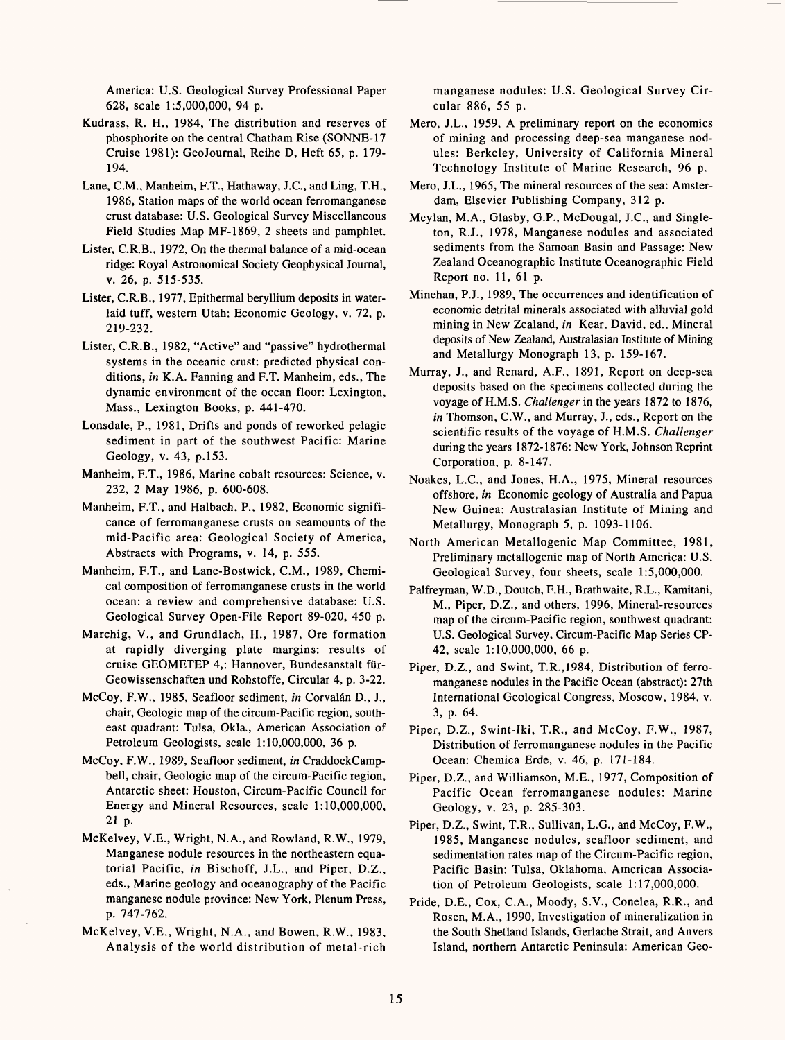America: U.S. Geological Survey Professional Paper 628, scale 1:5,000,000, 94 p.

Kudrass, R. H., 1984, The distribution and reserves of phosphorite on the central Chatham Rise (SONNE-17 Cruise 1981): GeoJournal, Reihe D, Heft 65, p. 179-194.

Lane, C.M., Manheim, F.T., Hathaway, J.C., and Ling, T.H., 1986, Station maps of the world ocean ferromanganese crust database: U.S. Geological Survey Miscellaneous Field Studies Map MF-1869, 2 sheets and pamphlet.

Lister, C.R.B., 1972, On the thermal balance of a mid-ocean ridge: Royal Astronomical Society Geophysical Journal, v. 26, p. 515-535.

Lister, C.R.B., 1977, Epithermal beryllium deposits in water-laid tuff, western Utah: Economic Geology, v. 72, p. 219-232.

Lister, C.R.B., 1982, "Active" and "passive" hydrothermal systems in the oceanic crust: predicted physical conditions, *in* K.A. Fanning and F.T. Manheim, eds., The dynamic environment of the ocean floor: Lexington, Mass., Lexington Books, p. 441-470.

Lonsdale, P., 1981, Drifts and ponds of reworked pelagic sediment in part of the southwest Pacific: Marine Geology, v. 43, p.153.

Manheim, F.T., 1986, Marine cobalt resources: Science, v. 232, 2 May 1986, p. 600-608.

Manheim, F.T., and Halbach, P., 1982, Economic significance of ferromanganese crusts on seamounts of the mid-Pacific area: Geological Society of America, Abstracts with Programs, v. 14, p. 555.

Manheim, F.T., and Lane-Bostwick, C.M., 1989, Chemical composition of ferromanganese crusts in the world ocean: a review and comprehensive database: U.S. Geological Survey Open-File Report 89-020, 450 p.

Marchig, V., and Grundlach, H., 1987, Ore formation at rapidly diverging plate margins: results of cruise GEOMETEP 4,: Hannover, Bundesanstalt für-Geowissenschaften und Rohstoffe, Circular 4, p. 3-22.

McCoy, F.W., 1985, Seafloor sediment, *in* Corvalán D., J., chair, Geologic map of the circum-Pacific region, southeast quadrant: Tulsa, Okla., American Association of Petroleum Geologists, scale 1:10,000,000, 36 p.

McCoy, F.W., 1989, Seafloor sediment, *in* CraddockCampbell, chair, Geologic map of the circum-Pacific region, Antarctic sheet: Houston, Circum-Pacific Council for Energy and Mineral Resources, scale 1:10,000,000, 21 p.

McKelvey, V.E., Wright, N.A., and Rowland, R.W., 1979, Manganese nodule resources in the northeastern equatorial Pacific, *in* Bischoff, J.L., and Piper, D.Z., eds., Marine geology and oceanography of the Pacific manganese nodule province: New York, Plenum Press, p. 747-762.

McKelvey, V.E., Wright, N.A., and Bowen, R.W., 1983, Analysis of the world distribution of metal-rich manganese nodules: U.S. Geological Survey Circular 886, 55 p.

Mero, J.L., 1959, A preliminary report on the economics of mining and processing deep-sea manganese nodules: Berkeley, University of California Mineral Technology Institute of Marine Research, 96 p.

Mero, J.L., 1965, The mineral resources of the sea: Amsterdam, Elsevier Publishing Company, 312 p.

Meylan, M.A., Glasby, G.P., McDougal, J.C., and Singleton, R.J., 1978, Manganese nodules and associated sediments from the Samoan Basin and Passage: New Zealand Oceanographic Institute Oceanographic Field Report no. 11, 61 p.

Minehan, P.J., 1989, The occurrences and identification of economic detrital minerals associated with alluvial gold mining in New Zealand, *in* Kear, David, ed., Mineral deposits of New Zealand, Australasian Institute of Mining and Metallurgy Monograph 13, p. 159-167.

Murray, J., and Renard, A.F., 1891, Report on deep-sea deposits based on the specimens collected during the voyage of H.M.S. *Challenger* in the years 1872 to 1876, *in* Thomson, C.W., and Murray, J., eds., Report on the scientific results of the voyage of H.M.S. *Challenger* during the years 1872-1876: New York, Johnson Reprint Corporation, p. 8-147.

Noakes, L.C., and Jones, H.A., 1975, Mineral resources offshore, *in* Economic geology of Australia and Papua New Guinea: Australasian Institute of Mining and Metallurgy, Monograph 5, p. 1093-1106.

North American Metallogenic Map Committee, 1981, Preliminary metallogenic map of North America: U.S. Geological Survey, four sheets, scale 1:5,000,000.

Palfreyman, W.D., Doutch, F.H., Brathwaite, R.L., Kamitani, M., Piper, D.Z., and others, 1996, Mineral-resources map of the circum-Pacific region, southwest quadrant: U.S. Geological Survey, Circum-Pacific Map Series CP-42, scale 1:10,000,000, 66 p.

Piper, D.Z., and Swint, T.R.,1984, Distribution of ferromanganese nodules in the Pacific Ocean (abstract): 27th International Geological Congress, Moscow, 1984, v. 3, p. 64.

Piper, D.Z., Swint-Iki, T.R., and McCoy, F.W., 1987, Distribution of ferromanganese nodules in the Pacific Ocean: Chemica Erde, v. 46, p. 171-184.

Piper, D.Z., and Williamson, M.E., 1977, Composition of Pacific Ocean ferromanganese nodules: Marine Geology, v. 23, p. 285-303.

Piper, D.Z., Swint, T.R., Sullivan, L.G., and McCoy, F.W., 1985, Manganese nodules, seafloor sediment, and sedimentation rates map of the Circum-Pacific region, Pacific Basin: Tulsa, Oklahoma, American Association of Petroleum Geologists, scale 1:17,000,000.

Pride, D.E., Cox, C.A., Moody, S.V., Conelea, R.R., and Rosen, M.A., 1990, Investigation of mineralization in the South Shetland Islands, Gerlache Strait, and Anvers Island, northern Antarctic Peninsula: American Geo-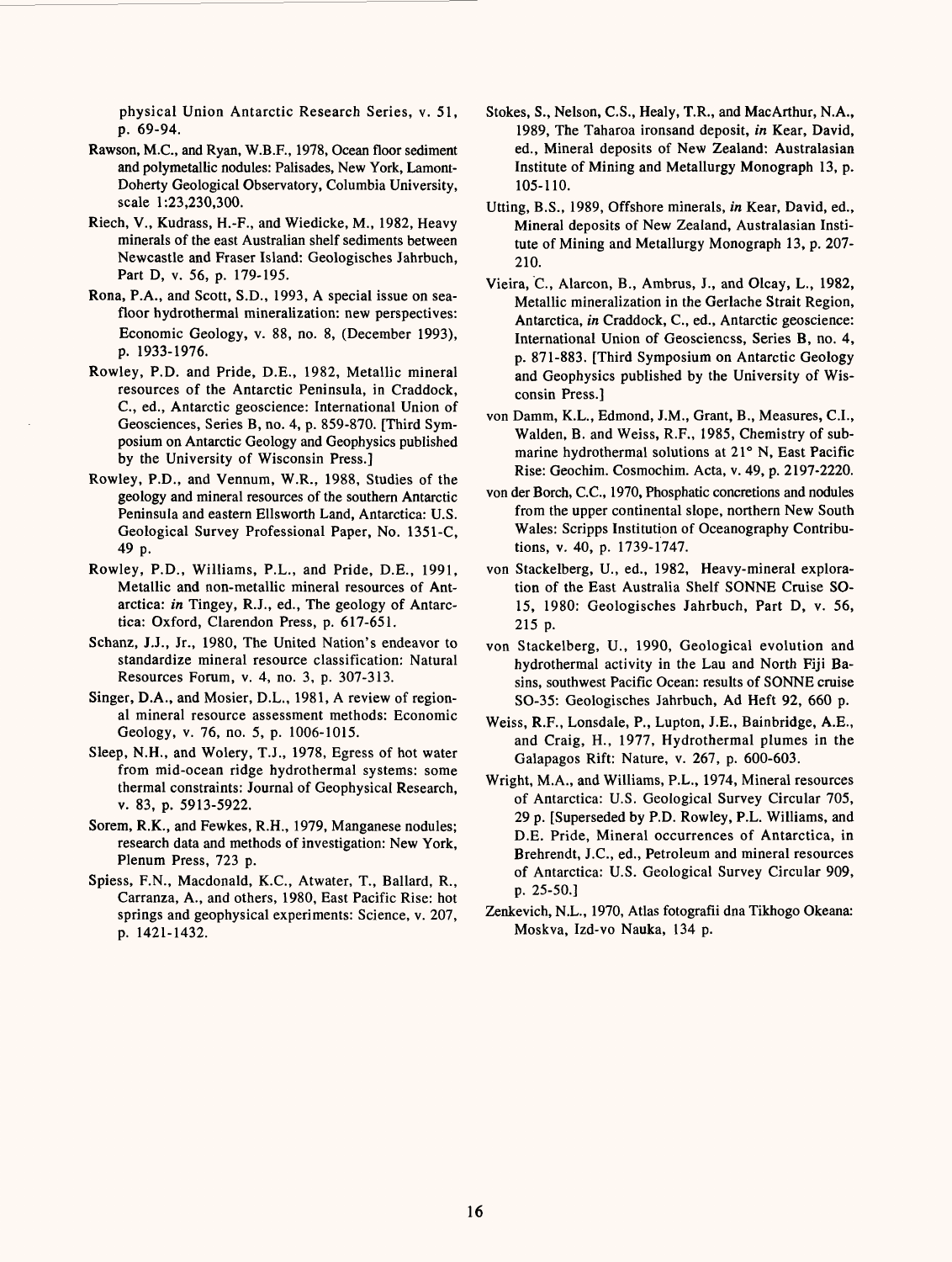physical Union Antarctic Research Series, v. 51, p. 69-94.

Rawson, M.C., and Ryan, W.B.F., 1978, Ocean floor sediment and polymetallic nodules: Palisades, New York, Lamont-Doherty Geological Observatory, Columbia University, scale 1:23,230,300.

Riech, V., Kudrass, H.-F., and Wiedicke, M., 1982, Heavy minerals of the east Australian shelf sediments between Newcastle and Fraser Island: Geologisches Jahrbuch, Part D, v. 56, p. 179-195.

Rona, P.A., and Scott, S.D., 1993, A special issue on seafloor hydrothermal mineralization: new perspectives: Economic Geology, v. 88, no. 8, (December 1993), p. 1933-1976.

Rowley, P.D. and Pride, D.E., 1982, Metallic mineral resources of the Antarctic Peninsula, in Craddock, C., ed., Antarctic geoscience: International Union of Geosciences, Series B, no. 4, p. 859-870. [Third Symposium on Antarctic Geology and Geophysics published by the University of Wisconsin Press.]

Rowley, P.D., and Vennum, W.R., 1988, Studies of the geology and mineral resources of the southern Antarctic Peninsula and eastern Ellsworth Land, Antarctica: U.S. Geological Survey Professional Paper, No. 1351-C, 49 p.

Rowley, P.D., Williams, P.L., and Pride, D.E., 1991, Metallic and non-metallic mineral resources of Antarctica: *in* Tingey, R.J., ed., The geology of Antarctica: Oxford, Clarendon Press, p. 617-651.

Schanz, J.J., Jr., 1980, The United Nation's endeavor to standardize mineral resource classification: Natural Resources Forum, v. 4, no. 3, p. 307-313.

Singer, D.A., and Mosier, D.L., 1981, A review of regional mineral resource assessment methods: Economic Geology, v. 76, no. 5, p. 1006-1015.

Sleep, N.H., and Wolery, T.J., 1978, Egress of hot water from mid-ocean ridge hydrothermal systems: some thermal constraints: Journal of Geophysical Research, v. 83, p. 5913-5922.

Sorem, R.K., and Fewkes, R.H., 1979, Manganese nodules; research data and methods of investigation: New York, Plenum Press, 723 p.

Spiess, F.N., Macdonald, K.C., Atwater, T., Ballard, R., Carranza, A., and others, 1980, East Pacific Rise: hot springs and geophysical experiments: Science, v. 207, p. 1421-1432.

Stokes, S., Nelson, C.S., Healy, T.R., and MacArthur, N.A., 1989, The Taharoa ironsand deposit, *in* Kear, David, ed., Mineral deposits of New Zealand: Australasian Institute of Mining and Metallurgy Monograph 13, p. 105-110.

Utting, B.S., 1989, Offshore minerals, *in* Kear, David, ed., Mineral deposits of New Zealand, Australasian Institute of Mining and Metallurgy Monograph 13, p. 207-210.

Vieira, C., Alarcon, B., Ambrus, J., and Olcay, L., 1982, Metallic mineralization in the Gerlache Strait Region, Antarctica, *in* Craddock, C., ed., Antarctic geoscience: International Union of Geosciencss, Series B, no. 4, p. 871-883. [Third Symposium on Antarctic Geology and Geophysics published by the University of Wisconsin Press.]

von Damm, K.L., Edmond, J.M., Grant, B., Measures, C.I., Walden, B. and Weiss, R.F., 1985, Chemistry of submarine hydrothermal solutions at 21° N, East Pacific Rise: Geochim. Cosmochim. Acta, v. 49, p. 2197-2220.

von der Borch, C.C., 1970, Phosphatic concretions and nodules from the upper continental slope, northern New South Wales: Scripps Institution of Oceanography Contributions, v. 40, p. 1739-1747.

von Stackelberg, U., ed., 1982, Heavy-mineral exploration of the East Australia Shelf SONNE Cruise SO-15, 1980: Geologisches Jahrbuch, Part D, v. 56, 215 p.

von Stackelberg, U., 1990, Geological evolution and hydrothermal activity in the Lau and North Fiji Basins, southwest Pacific Ocean: results of SONNE cruise SO-35: Geologisches Jahrbuch, Ad Heft 92, 660 p.

Weiss, R.F., Lonsdale, P., Lupton, J.E., Bainbridge, A.E., and Craig, H., 1977, Hydrothermal plumes in the Galapagos Rift: Nature, v. 267, p. 600-603.

Wright, M.A., and Williams, P.L., 1974, Mineral resources of Antarctica: U.S. Geological Survey Circular 705, 29 p. [Superseded by P.D. Rowley, P.L. Williams, and D.E. Pride, Mineral occurrences of Antarctica, in Brehrendt, J.C., ed., Petroleum and mineral resources of Antarctica: U.S. Geological Survey Circular 909, p. 25-50.]

Zenkevich, N.L., 1970, Atlas fotografii dna Tikhogo Okeana: Moskva, Izd-vo Nauka, 134 p.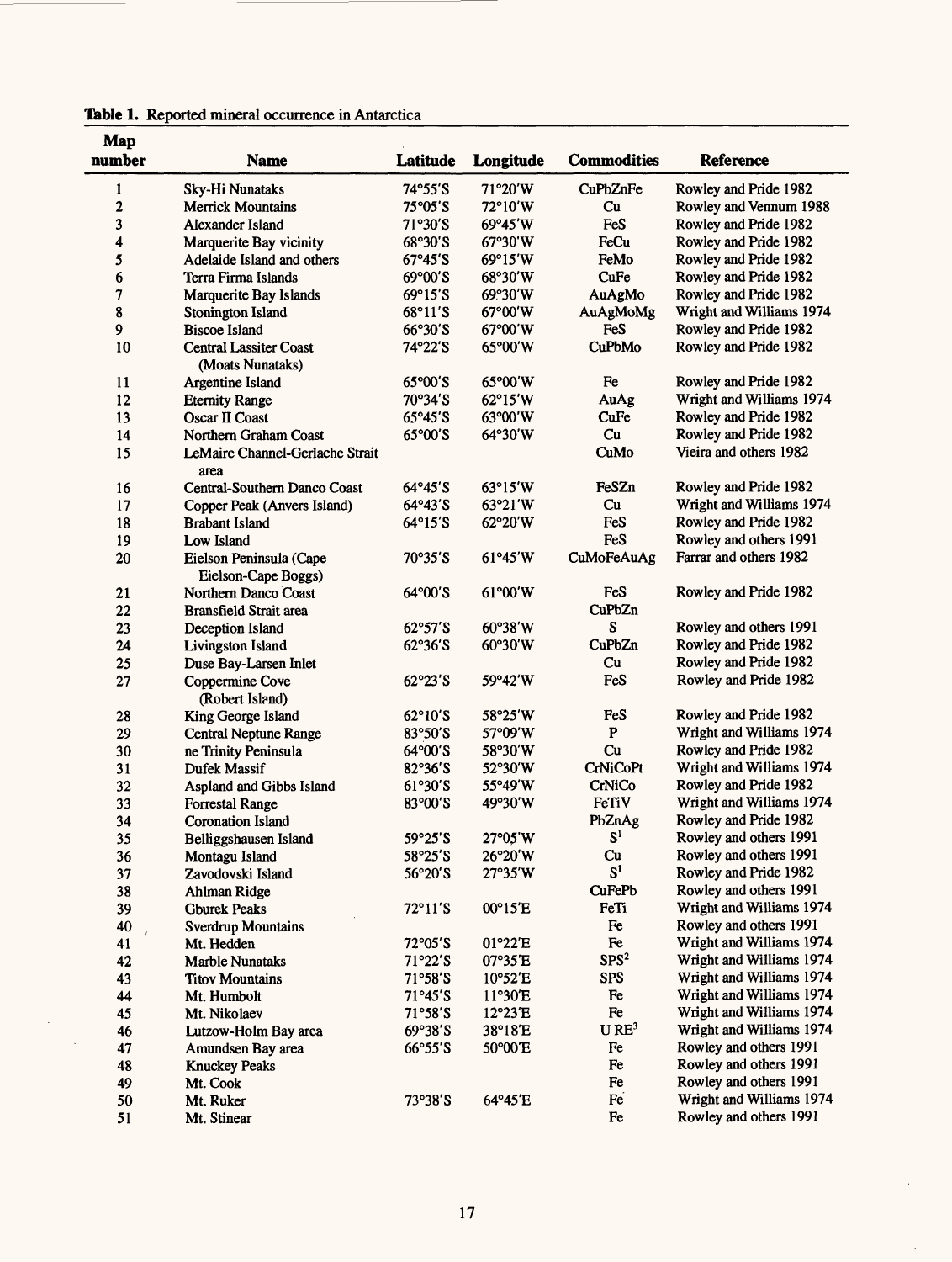**Table 1.** Reported mineral occurrence in Antarctica

| Map number | Name | Latitude | Longitude | Commodities | Reference |
|---|---|---|---|---|---|
| 1 | Sky-Hi Nunataks | 74°55'S | 71°20'W | CuPbZnFe | Rowley and Pride 1982 |
| 2 | Merrick Mountains | 75°05'S | 72°10'W | Cu | Rowley and Vennum 1988 |
| 3 | Alexander Island | 71°30'S | 69°45'W | FeS | Rowley and Pride 1982 |
| 4 | Marquerite Bay vicinity | 68°30'S | 67°30'W | FeCu | Rowley and Pride 1982 |
| 5 | Adelaide Island and others | 67°45'S | 69°15'W | FeMo | Rowley and Pride 1982 |
| 6 | Terra Firma Islands | 69°00'S | 68°30'W | CuFe | Rowley and Pride 1982 |
| 7 | Marquerite Bay Islands | 69°15'S | 69°30'W | AuAgMo | Rowley and Pride 1982 |
| 8 | Stonington Island | 68°11'S | 67°00'W | AuAgMoMg | Wright and Williams 1974 |
| 9 | Biscoe Island | 66°30'S | 67°00'W | FeS | Rowley and Pride 1982 |
| 10 | Central Lassiter Coast (Moats Nunataks) | 74°22'S | 65°00'W | CuPbMo | Rowley and Pride 1982 |
| 11 | Argentine Island | 65°00'S | 65°00'W | Fe | Rowley and Pride 1982 |
| 12 | Eternity Range | 70°34'S | 62°15'W | AuAg | Wright and Williams 1974 |
| 13 | Oscar II Coast | 65°45'S | 63°00'W | CuFe | Rowley and Pride 1982 |
| 14 | Northern Graham Coast | 65°00'S | 64°30'W | Cu | Rowley and Pride 1982 |
| 15 | LeMaire Channel-Gerlache Strait area | | | CuMo | Vieira and others 1982 |
| 16 | Central-Southern Danco Coast | 64°45'S | 63°15'W | FeSZn | Rowley and Pride 1982 |
| 17 | Copper Peak (Anvers Island) | 64°43'S | 63°21'W | Cu | Wright and Williams 1974 |
| 18 | Brabant Island | 64°15'S | 62°20'W | FeS | Rowley and Pride 1982 |
| 19 | Low Island | | | FeS | Rowley and others 1991 |
| 20 | Eielson Peninsula (Cape Eielson-Cape Boggs) | 70°35'S | 61°45'W | CuMoFeAuAg | Farrar and others 1982 |
| 21 | Northern Danco Coast | 64°00'S | 61°00'W | FeS | Rowley and Pride 1982 |
| 22 | Bransfield Strait area | | | CuPbZn | |
| 23 | Deception Island | 62°57'S | 60°38'W | S | Rowley and others 1991 |
| 24 | Livingston Island | 62°36'S | 60°30'W | CuPbZn | Rowley and Pride 1982 |
| 25 | Duse Bay-Larsen Inlet | | | Cu | Rowley and Pride 1982 |
| 27 | Coppermine Cove (Robert Island) | 62°23'S | 59°42'W | FeS | Rowley and Pride 1982 |
| 28 | King George Island | 62°10'S | 58°25'W | FeS | Rowley and Pride 1982 |
| 29 | Central Neptune Range | 83°50'S | 57°09'W | P | Wright and Williams 1974 |
| 30 | ne Trinity Peninsula | 64°00'S | 58°30'W | Cu | Rowley and Pride 1982 |
| 31 | Dufek Massif | 82°36'S | 52°30'W | CrNiCoPt | Wright and Williams 1974 |
| 32 | Aspland and Gibbs Island | 61°30'S | 55°49'W | CrNiCo | Rowley and Pride 1982 |
| 33 | Forrestal Range | 83°00'S | 49°30'W | FeTiV | Wright and Williams 1974 |
| 34 | Coronation Island | | | PbZnAg | Rowley and Pride 1982 |
| 35 | Belliggshausen Island | 59°25'S | 27°05'W | S[1] | Rowley and others 1991 |
| 36 | Montagu Island | 58°25'S | 26°20'W | Cu | Rowley and others 1991 |
| 37 | Zavodovski Island | 56°20'S | 27°35'W | S[1] | Rowley and Pride 1982 |
| 38 | Ahlman Ridge | | | CuFePb | Rowley and others 1991 |
| 39 | Gburek Peaks | 72°11'S | 00°15'E | FeTi | Wright and Williams 1974 |
| 40 | Sverdrup Mountains | | | Fe | Rowley and others 1991 |
| 41 | Mt. Hedden | 72°05'S | 01°22'E | Fe | Wright and Williams 1974 |
| 42 | Marble Nunataks | 71°22'S | 07°35'E | SPS[2] | Wright and Williams 1974 |
| 43 | Titov Mountains | 71°58'S | 10°52'E | SPS | Wright and Williams 1974 |
| 44 | Mt. Humbolt | 71°45'S | 11°30'E | Fe | Wright and Williams 1974 |
| 45 | Mt. Nikolaev | 71°58'S | 12°23'E | Fe | Wright and Williams 1974 |
| 46 | Lutzow-Holm Bay area | 69°38'S | 38°18'E | U RE[3] | Wright and Williams 1974 |
| 47 | Amundsen Bay area | 66°55'S | 50°00'E | Fe | Rowley and others 1991 |
| 48 | Knuckey Peaks | | | Fe | Rowley and others 1991 |
| 49 | Mt. Cook | | | Fe | Rowley and others 1991 |
| 50 | Mt. Ruker | 73°38'S | 64°45'E | Fe | Wright and Williams 1974 |
| 51 | Mt. Stinear | | | Fe | Rowley and others 1991 |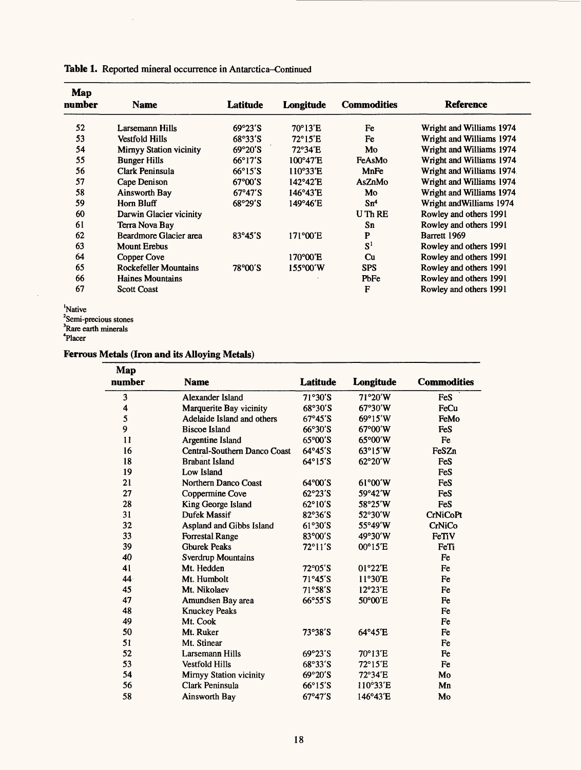**Table 1.** Reported mineral occurrence in Antarctica–Continued

| Map number | Name | Latitude | Longitude | Commodities | Reference |
|---|---|---|---|---|---|
| 52 | Larsemann Hills | 69°23'S | 70°13'E | Fe | Wright and Williams 1974 |
| 53 | Vestfold Hills | 68°33'S | 72°15'E | Fe | Wright and Williams 1974 |
| 54 | Mirnyy Station vicinity | 69°20'S | 72°34'E | Mo | Wright and Williams 1974 |
| 55 | Bunger Hills | 66°17'S | 100°47'E | FeAsMo | Wright and Williams 1974 |
| 56 | Clark Peninsula | 66°15'S | 110°33'E | MnFe | Wright and Williams 1974 |
| 57 | Cape Denison | 67°00'S | 142°42'E | AsZnMo | Wright and Williams 1974 |
| 58 | Ainsworth Bay | 67°47'S | 146°43'E | Mo | Wright and Williams 1974 |
| 59 | Horn Bluff | 68°29'S | 149°46'E | Sn[4] | Wright and Williams 1974 |
| 60 | Darwin Glacier vicinity | | | U Th RE | Rowley and others 1991 |
| 61 | Terra Nova Bay | | | Sn | Rowley and others 1991 |
| 62 | Beardmore Glacier area | 83°45'S | 171°00'E | P | Barrett 1969 |
| 63 | Mount Erebus | | | S[1] | Rowley and others 1991 |
| 64 | Copper Cove | | 170°00'E | Cu | Rowley and others 1991 |
| 65 | Rockefeller Mountains | 78°00'S | 155°00'W | SPS | Rowley and others 1991 |
| 66 | Haines Mountains | | | PbFe | Rowley and others 1991 |
| 67 | Scott Coast | | | F | Rowley and others 1991 |

[1]Native
[2]Semi-precious stones
[3]Rare earth minerals
[4]Placer

**Ferrous Metals (Iron and its Alloying Metals)**

| Map number | Name | Latitude | Longitude | Commodities |
|---|---|---|---|---|
| 3 | Alexander Island | 71°30'S | 71°20'W | FeS |
| 4 | Marquerite Bay vicinity | 68°30'S | 67°30'W | FeCu |
| 5 | Adelaide Island and others | 67°45'S | 69°15'W | FeMo |
| 9 | Biscoe Island | 66°30'S | 67°00'W | FeS |
| 11 | Argentine Island | 65°00'S | 65°00'W | Fe |
| 16 | Central-Southern Danco Coast | 64°45'S | 63°15'W | FeSZn |
| 18 | Brabant Island | 64°15'S | 62°20'W | FeS |
| 19 | Low Island | | | FeS |
| 21 | Northern Danco Coast | 64°00'S | 61°00'W | FeS |
| 27 | Coppermine Cove | 62°23'S | 59°42'W | FeS |
| 28 | King George Island | 62°10'S | 58°25'W | FeS |
| 31 | Dufek Massif | 82°36'S | 52°30'W | CrNiCoPt |
| 32 | Aspland and Gibbs Island | 61°30'S | 55°49'W | CrNiCo |
| 33 | Forrestal Range | 83°00'S | 49°30'W | FeTiV |
| 39 | Gburek Peaks | 72°11'S | 00°15'E | FeTi |
| 40 | Sverdrup Mountains | | | Fe |
| 41 | Mt. Hedden | 72°05'S | 01°22'E | Fe |
| 44 | Mt. Humbolt | 71°45'S | 11°30'E | Fe |
| 45 | Mt. Nikolaev | 71°58'S | 12°23'E | Fe |
| 47 | Amundsen Bay area | 66°55'S | 50°00'E | Fe |
| 48 | Knuckey Peaks | | | Fe |
| 49 | Mt. Cook | | | Fe |
| 50 | Mt. Ruker | 73°38'S | 64°45'E | Fe |
| 51 | Mt. Stinear | | | Fe |
| 52 | Larsemann Hills | 69°23'S | 70°13'E | Fe |
| 53 | Vestfold Hills | 68°33'S | 72°15'E | Fe |
| 54 | Mirnyy Station vicinity | 69°20'S | 72°34'E | Mo |
| 56 | Clark Peninsula | 66°15'S | 110°33'E | Mn |
| 58 | Ainsworth Bay | 67°47'S | 146°43'E | Mo |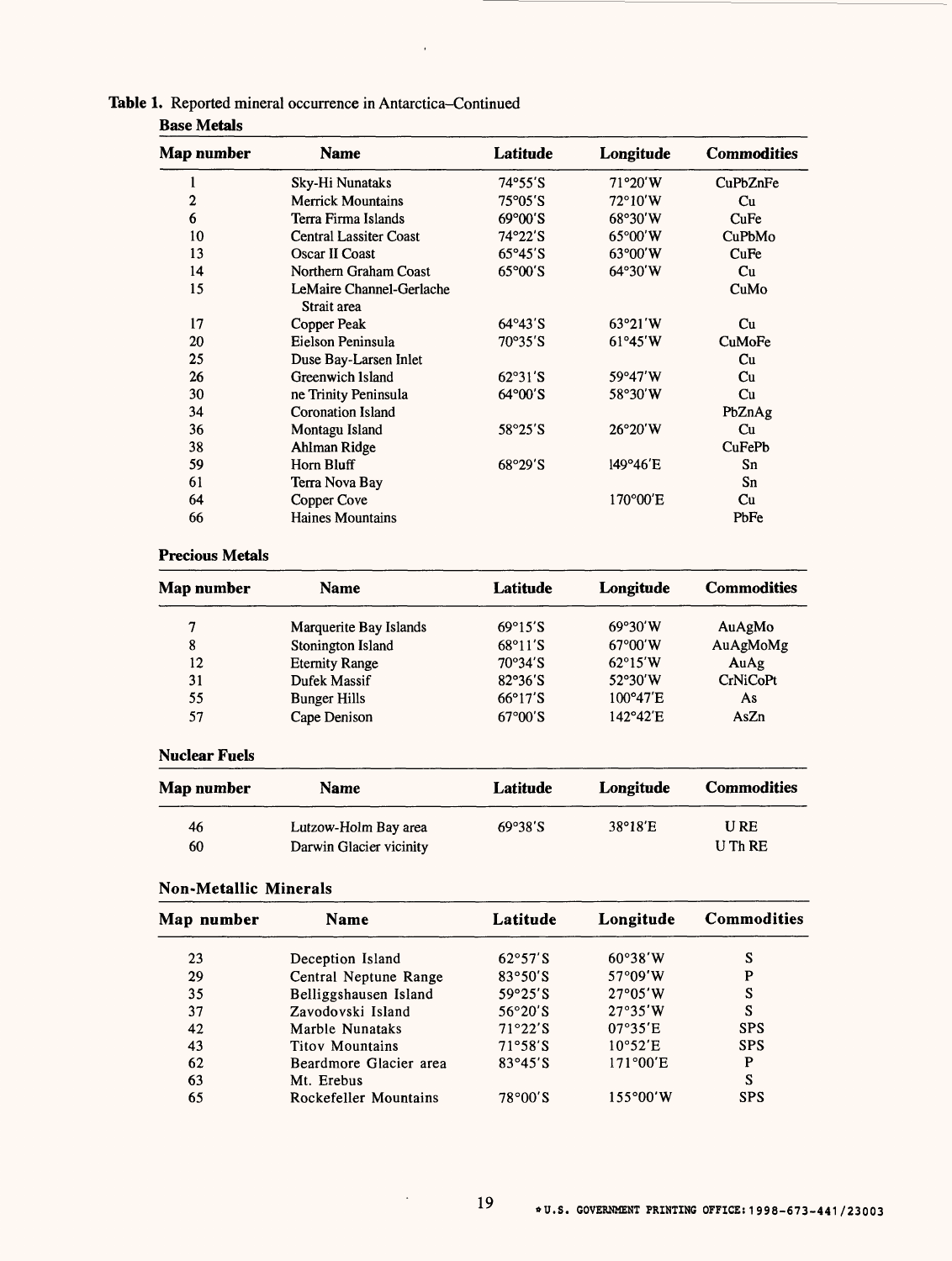**Table 1.** Reported mineral occurrence in Antarctica–Continued

**Base Metals**

| Map number | Name | Latitude | Longitude | Commodities |
|---|---|---|---|---|
| 1 | Sky-Hi Nunataks | 74°55'S | 71°20'W | CuPbZnFe |
| 2 | Merrick Mountains | 75°05'S | 72°10'W | Cu |
| 6 | Terra Firma Islands | 69°00'S | 68°30'W | CuFe |
| 10 | Central Lassiter Coast | 74°22'S | 65°00'W | CuPbMo |
| 13 | Oscar II Coast | 65°45'S | 63°00'W | CuFe |
| 14 | Northern Graham Coast | 65°00'S | 64°30'W | Cu |
| 15 | LeMaire Channel-Gerlache Strait area | | | CuMo |
| 17 | Copper Peak | 64°43'S | 63°21'W | Cu |
| 20 | Eielson Peninsula | 70°35'S | 61°45'W | CuMoFe |
| 25 | Duse Bay-Larsen Inlet | | | Cu |
| 26 | Greenwich Island | 62°31'S | 59°47'W | Cu |
| 30 | ne Trinity Peninsula | 64°00'S | 58°30'W | Cu |
| 34 | Coronation Island | | | PbZnAg |
| 36 | Montagu Island | 58°25'S | 26°20'W | Cu |
| 38 | Ahlman Ridge | | | CuFePb |
| 59 | Horn Bluff | 68°29'S | 149°46'E | Sn |
| 61 | Terra Nova Bay | | | Sn |
| 64 | Copper Cove | | 170°00'E | Cu |
| 66 | Haines Mountains | | | PbFe |

**Precious Metals**

| Map number | Name | Latitude | Longitude | Commodities |
|---|---|---|---|---|
| 7 | Marquerite Bay Islands | 69°15'S | 69°30'W | AuAgMo |
| 8 | Stonington Island | 68°11'S | 67°00'W | AuAgMoMg |
| 12 | Eternity Range | 70°34'S | 62°15'W | AuAg |
| 31 | Dufek Massif | 82°36'S | 52°30'W | CrNiCoPt |
| 55 | Bunger Hills | 66°17'S | 100°47'E | As |
| 57 | Cape Denison | 67°00'S | 142°42'E | AsZn |

**Nuclear Fuels**

| Map number | Name | Latitude | Longitude | Commodities |
|---|---|---|---|---|
| 46 | Lutzow-Holm Bay area | 69°38'S | 38°18'E | U RE |
| 60 | Darwin Glacier vicinity | | | U Th RE |

**Non-Metallic Minerals**

| Map number | Name | Latitude | Longitude | Commodities |
|---|---|---|---|---|
| 23 | Deception Island | 62°57'S | 60°38'W | S |
| 29 | Central Neptune Range | 83°50'S | 57°09'W | P |
| 35 | Belliggshausen Island | 59°25'S | 27°05'W | S |
| 37 | Zavodovski Island | 56°20'S | 27°35'W | S |
| 42 | Marble Nunataks | 71°22'S | 07°35'E | SPS |
| 43 | Titov Mountains | 71°58'S | 10°52'E | SPS |
| 62 | Beardmore Glacier area | 83°45'S | 171°00'E | P |
| 63 | Mt. Erebus | | | S |
| 65 | Rockefeller Mountains | 78°00'S | 155°00'W | SPS |

*U.S. GOVERNMENT PRINTING OFFICE: 1998-673-441/23003